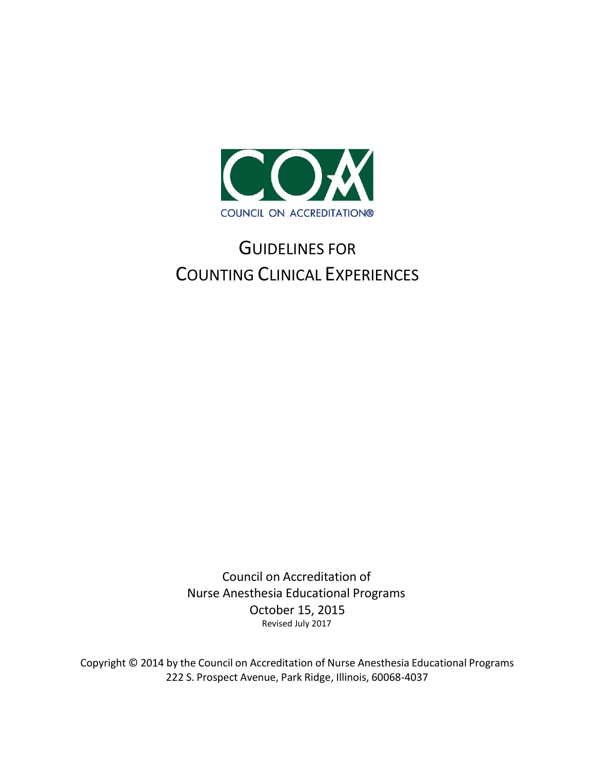COUNCIL ON ACCREDITATION®

# GUIDELINES FOR COUNTING CLINICAL EXPERIENCES

Council on Accreditation of
Nurse Anesthesia Educational Programs
October 15, 2015
Revised July 2017

Copyright © 2014 by the Council on Accreditation of Nurse Anesthesia Educational Programs
222 S. Prospect Avenue, Park Ridge, Illinois, 60068-4037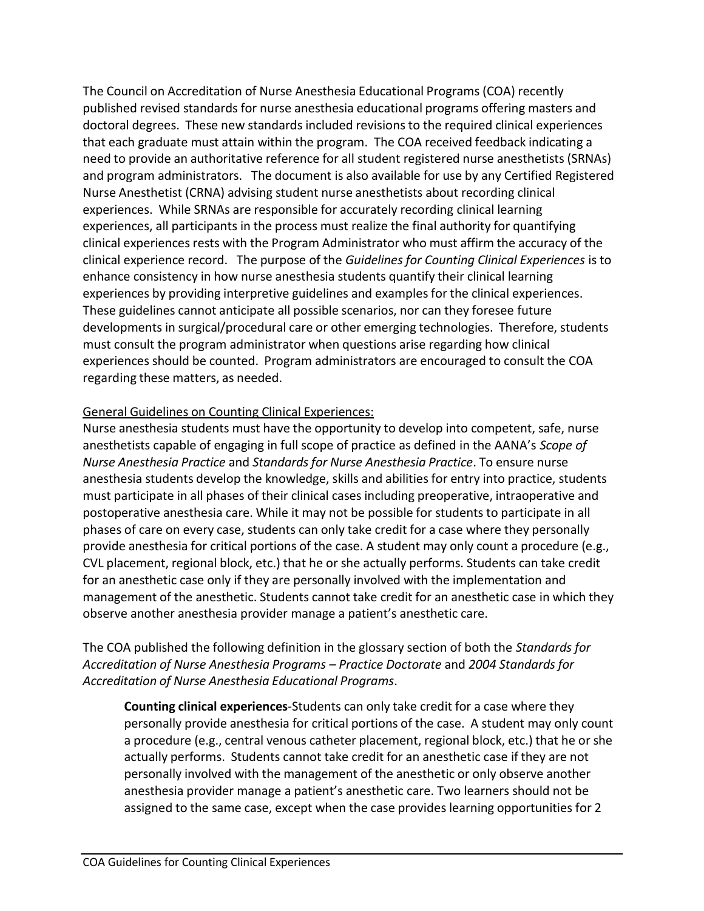The Council on Accreditation of Nurse Anesthesia Educational Programs (COA) recently published revised standards for nurse anesthesia educational programs offering masters and doctoral degrees. These new standards included revisions to the required clinical experiences that each graduate must attain within the program. The COA received feedback indicating a need to provide an authoritative reference for all student registered nurse anesthetists (SRNAs) and program administrators. The document is also available for use by any Certified Registered Nurse Anesthetist (CRNA) advising student nurse anesthetists about recording clinical experiences. While SRNAs are responsible for accurately recording clinical learning experiences, all participants in the process must realize the final authority for quantifying clinical experiences rests with the Program Administrator who must affirm the accuracy of the clinical experience record. The purpose of the *Guidelines for Counting Clinical Experiences* is to enhance consistency in how nurse anesthesia students quantify their clinical learning experiences by providing interpretive guidelines and examples for the clinical experiences. These guidelines cannot anticipate all possible scenarios, nor can they foresee future developments in surgical/procedural care or other emerging technologies. Therefore, students must consult the program administrator when questions arise regarding how clinical experiences should be counted. Program administrators are encouraged to consult the COA regarding these matters, as needed.

<u>General Guidelines on Counting Clinical Experiences:</u>

Nurse anesthesia students must have the opportunity to develop into competent, safe, nurse anesthetists capable of engaging in full scope of practice as defined in the AANA's *Scope of Nurse Anesthesia Practice* and *Standards for Nurse Anesthesia Practice*. To ensure nurse anesthesia students develop the knowledge, skills and abilities for entry into practice, students must participate in all phases of their clinical cases including preoperative, intraoperative and postoperative anesthesia care. While it may not be possible for students to participate in all phases of care on every case, students can only take credit for a case where they personally provide anesthesia for critical portions of the case. A student may only count a procedure (e.g., CVL placement, regional block, etc.) that he or she actually performs. Students can take credit for an anesthetic case only if they are personally involved with the implementation and management of the anesthetic. Students cannot take credit for an anesthetic case in which they observe another anesthesia provider manage a patient's anesthetic care.

The COA published the following definition in the glossary section of both the *Standards for Accreditation of Nurse Anesthesia Programs – Practice Doctorate* and *2004 Standards for Accreditation of Nurse Anesthesia Educational Programs*.

> **Counting clinical experiences**-Students can only take credit for a case where they personally provide anesthesia for critical portions of the case. A student may only count a procedure (e.g., central venous catheter placement, regional block, etc.) that he or she actually performs. Students cannot take credit for an anesthetic case if they are not personally involved with the management of the anesthetic or only observe another anesthesia provider manage a patient's anesthetic care. Two learners should not be assigned to the same case, except when the case provides learning opportunities for 2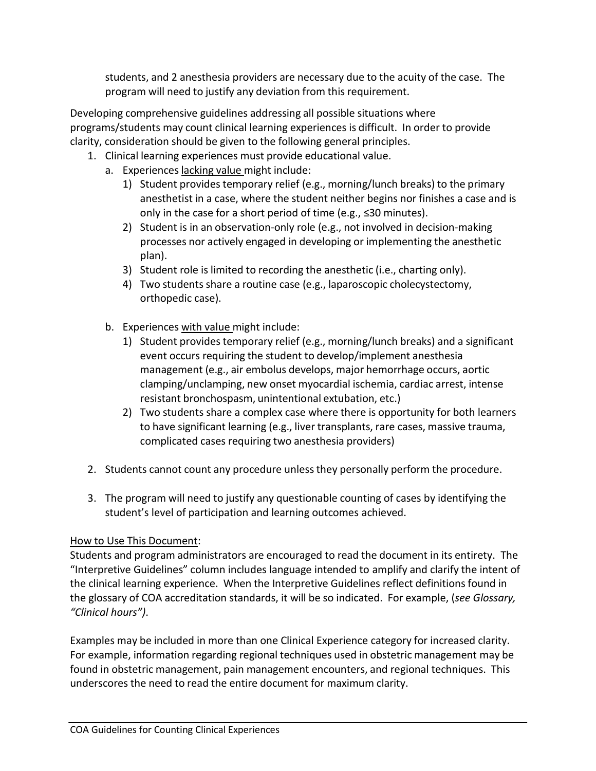students, and 2 anesthesia providers are necessary due to the acuity of the case. The program will need to justify any deviation from this requirement.

Developing comprehensive guidelines addressing all possible situations where programs/students may count clinical learning experiences is difficult. In order to provide clarity, consideration should be given to the following general principles.

1. Clinical learning experiences must provide educational value.
   a. Experiences lacking value might include:
      1) Student provides temporary relief (e.g., morning/lunch breaks) to the primary anesthetist in a case, where the student neither begins nor finishes a case and is only in the case for a short period of time (e.g., ≤30 minutes).
      2) Student is in an observation-only role (e.g., not involved in decision-making processes nor actively engaged in developing or implementing the anesthetic plan).
      3) Student role is limited to recording the anesthetic (i.e., charting only).
      4) Two students share a routine case (e.g., laparoscopic cholecystectomy, orthopedic case).

   b. Experiences with value might include:
      1) Student provides temporary relief (e.g., morning/lunch breaks) and a significant event occurs requiring the student to develop/implement anesthesia management (e.g., air embolus develops, major hemorrhage occurs, aortic clamping/unclamping, new onset myocardial ischemia, cardiac arrest, intense resistant bronchospasm, unintentional extubation, etc.)
      2) Two students share a complex case where there is opportunity for both learners to have significant learning (e.g., liver transplants, rare cases, massive trauma, complicated cases requiring two anesthesia providers)

2. Students cannot count any procedure unless they personally perform the procedure.

3. The program will need to justify any questionable counting of cases by identifying the student's level of participation and learning outcomes achieved.

How to Use This Document:

Students and program administrators are encouraged to read the document in its entirety. The "Interpretive Guidelines" column includes language intended to amplify and clarify the intent of the clinical learning experience. When the Interpretive Guidelines reflect definitions found in the glossary of COA accreditation standards, it will be so indicated. For example, (*see Glossary, "Clinical hours")*.

Examples may be included in more than one Clinical Experience category for increased clarity. For example, information regarding regional techniques used in obstetric management may be found in obstetric management, pain management encounters, and regional techniques. This underscores the need to read the entire document for maximum clarity.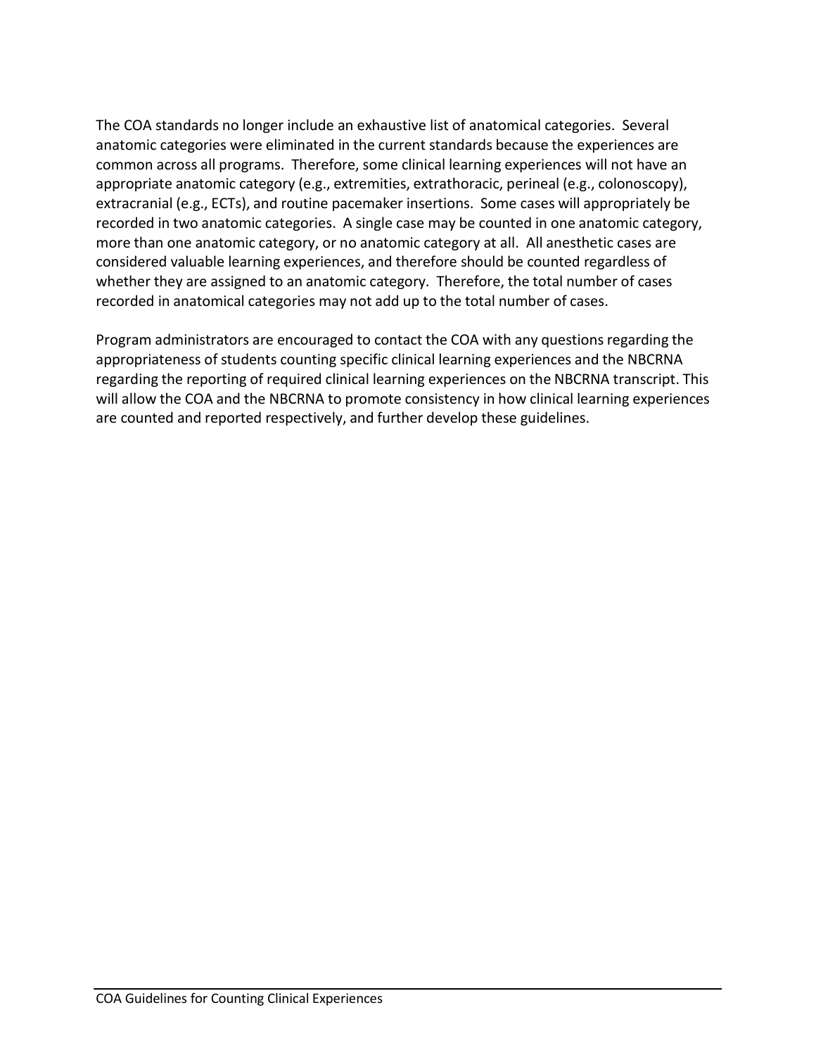The COA standards no longer include an exhaustive list of anatomical categories. Several anatomic categories were eliminated in the current standards because the experiences are common across all programs. Therefore, some clinical learning experiences will not have an appropriate anatomic category (e.g., extremities, extrathoracic, perineal (e.g., colonoscopy), extracranial (e.g., ECTs), and routine pacemaker insertions. Some cases will appropriately be recorded in two anatomic categories. A single case may be counted in one anatomic category, more than one anatomic category, or no anatomic category at all. All anesthetic cases are considered valuable learning experiences, and therefore should be counted regardless of whether they are assigned to an anatomic category. Therefore, the total number of cases recorded in anatomical categories may not add up to the total number of cases.

Program administrators are encouraged to contact the COA with any questions regarding the appropriateness of students counting specific clinical learning experiences and the NBCRNA regarding the reporting of required clinical learning experiences on the NBCRNA transcript. This will allow the COA and the NBCRNA to promote consistency in how clinical learning experiences are counted and reported respectively, and further develop these guidelines.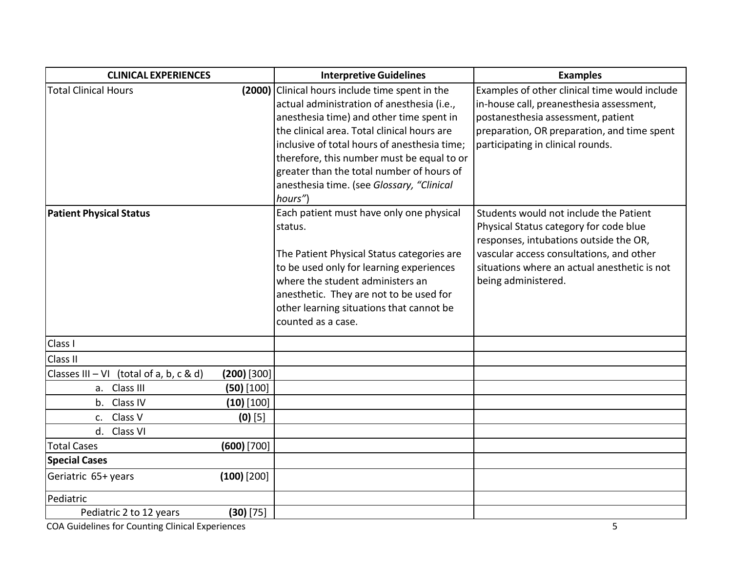| CLINICAL EXPERIENCES | | Interpretive Guidelines | Examples |
| --- | --- | --- | --- |
| Total Clinical Hours | **(2000)** | Clinical hours include time spent in the actual administration of anesthesia (i.e., anesthesia time) and other time spent in the clinical area. Total clinical hours are inclusive of total hours of anesthesia time; therefore, this number must be equal to or greater than the total number of hours of anesthesia time. (see *Glossary, "Clinical hours"*) | Examples of other clinical time would include in-house call, preanesthesia assessment, postanesthesia assessment, patient preparation, OR preparation, and time spent participating in clinical rounds. |
| **Patient Physical Status** | | Each patient must have only one physical status.<br><br>The Patient Physical Status categories are to be used only for learning experiences where the student administers an anesthetic. They are not to be used for other learning situations that cannot be counted as a case. | Students would not include the Patient Physical Status category for code blue responses, intubations outside the OR, vascular access consultations, and other situations where an actual anesthetic is not being administered. |
| Class I | | | |
| Class II | | | |
| Classes III – VI (total of a, b, c & d) | **(200)** [300] | | |
| a. Class III | **(50)** [100] | | |
| b. Class IV | **(10)** [100] | | |
| c. Class V | **(0)** [5] | | |
| d. Class VI | | | |
| Total Cases | **(600)** [700] | | |
| **Special Cases** | | | |
| Geriatric 65+ years | **(100)** [200] | | |
| Pediatric | | | |
| Pediatric 2 to 12 years | **(30)** [75] | | |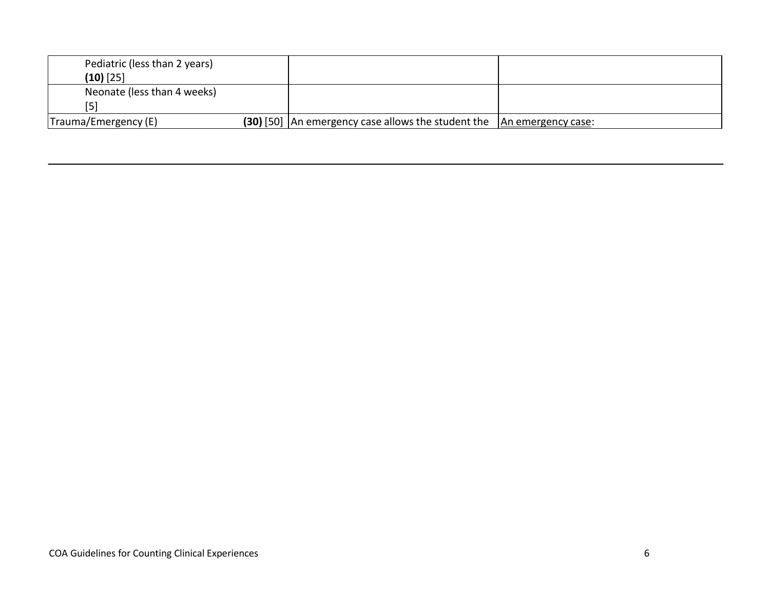| | | |
|---|---|---|
| Pediatric (less than 2 years) **(10)** [25] | | |
| Neonate (less than 4 weeks) [5] | | |
| Trauma/Emergency (E) **(30)** [50] | An emergency case allows the student the | <u>An emergency case</u>: |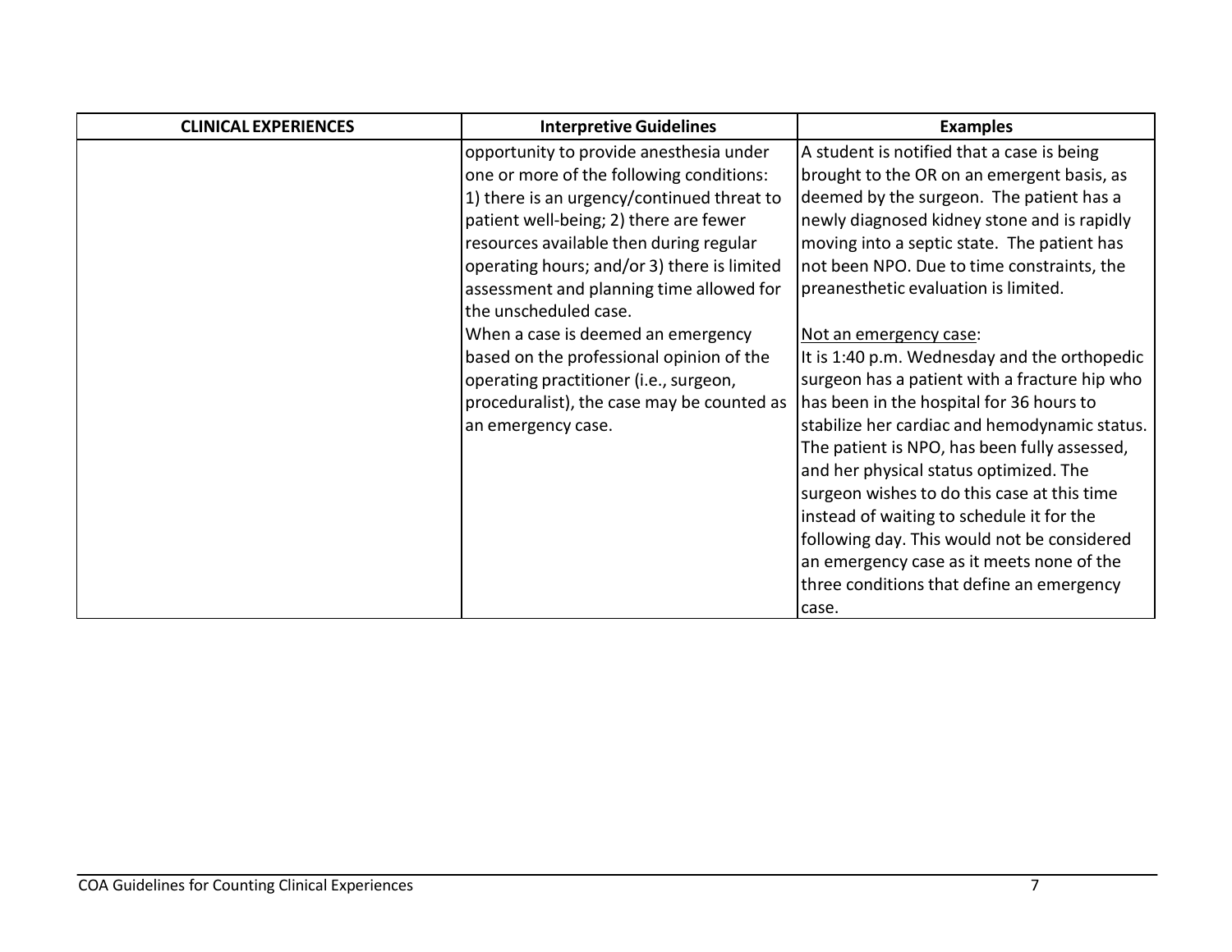| CLINICAL EXPERIENCES | Interpretive Guidelines | Examples |
|---|---|---|
| | opportunity to provide anesthesia under one or more of the following conditions: 1) there is an urgency/continued threat to patient well-being; 2) there are fewer resources available then during regular operating hours; and/or 3) there is limited assessment and planning time allowed for the unscheduled case.<br>When a case is deemed an emergency based on the professional opinion of the operating practitioner (i.e., surgeon, proceduralist), the case may be counted as an emergency case. | A student is notified that a case is being brought to the OR on an emergent basis, as deemed by the surgeon. The patient has a newly diagnosed kidney stone and is rapidly moving into a septic state. The patient has not been NPO. Due to time constraints, the preanesthetic evaluation is limited.<br><br><u>Not an emergency case</u>:<br>It is 1:40 p.m. Wednesday and the orthopedic surgeon has a patient with a fracture hip who has been in the hospital for 36 hours to stabilize her cardiac and hemodynamic status. The patient is NPO, has been fully assessed, and her physical status optimized. The surgeon wishes to do this case at this time instead of waiting to schedule it for the following day. This would not be considered an emergency case as it meets none of the three conditions that define an emergency case. |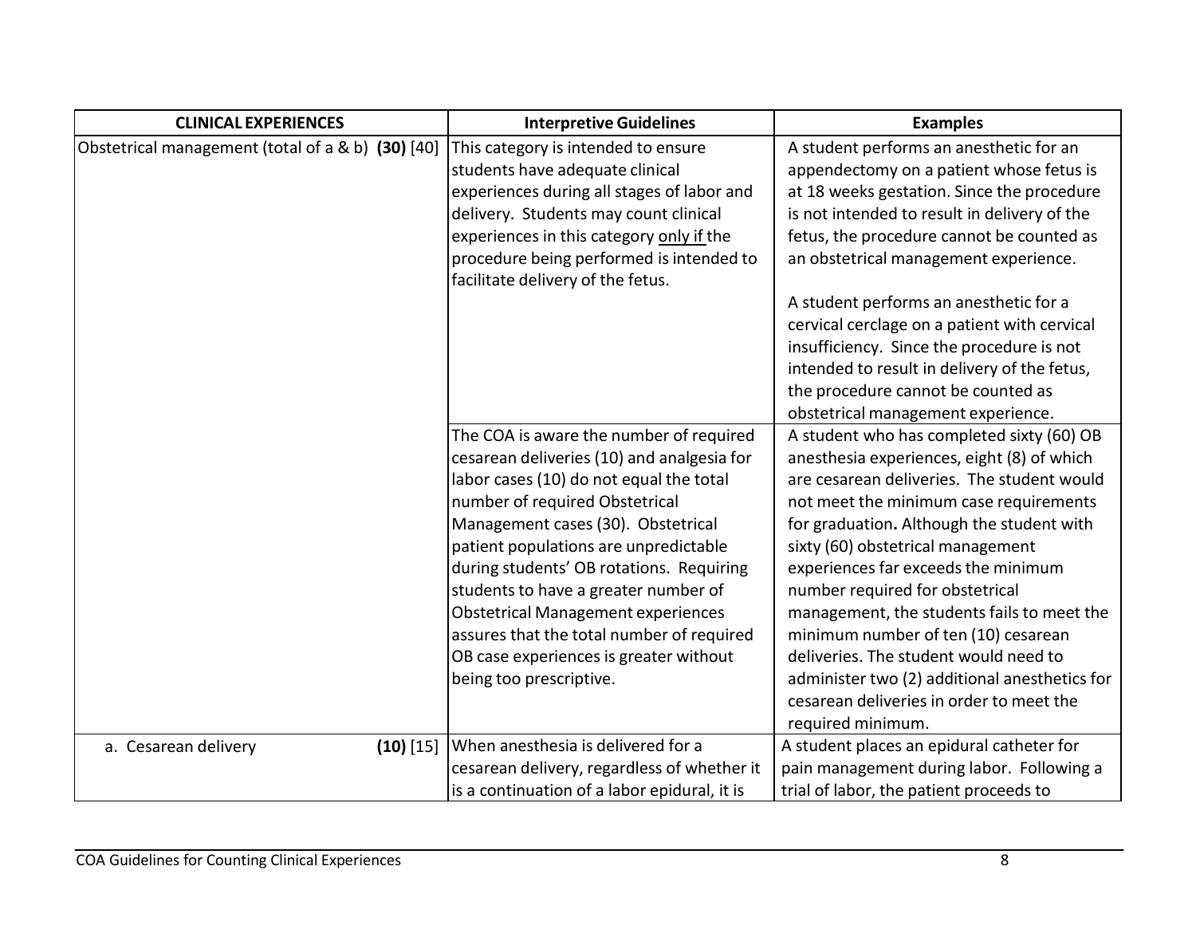| CLINICAL EXPERIENCES | Interpretive Guidelines | Examples |
|---|---|---|
| Obstetrical management (total of a & b) **(30)** [40] | This category is intended to ensure students have adequate clinical experiences during all stages of labor and delivery. Students may count clinical experiences in this category <u>only if</u> the procedure being performed is intended to facilitate delivery of the fetus. | A student performs an anesthetic for an appendectomy on a patient whose fetus is at 18 weeks gestation. Since the procedure is not intended to result in delivery of the fetus, the procedure cannot be counted as an obstetrical management experience.<br><br>A student performs an anesthetic for a cervical cerclage on a patient with cervical insufficiency. Since the procedure is not intended to result in delivery of the fetus, the procedure cannot be counted as obstetrical management experience. |
| | The COA is aware the number of required cesarean deliveries (10) and analgesia for labor cases (10) do not equal the total number of required Obstetrical Management cases (30). Obstetrical patient populations are unpredictable during students' OB rotations. Requiring students to have a greater number of Obstetrical Management experiences assures that the total number of required OB case experiences is greater without being too prescriptive. | A student who has completed sixty (60) OB anesthesia experiences, eight (8) of which are cesarean deliveries. The student would not meet the minimum case requirements for graduation**.** Although the student with sixty (60) obstetrical management experiences far exceeds the minimum number required for obstetrical management, the students fails to meet the minimum number of ten (10) cesarean deliveries. The student would need to administer two (2) additional anesthetics for cesarean deliveries in order to meet the required minimum. |
| a. Cesarean delivery **(10)** [15] | When anesthesia is delivered for a cesarean delivery, regardless of whether it is a continuation of a labor epidural, it is | A student places an epidural catheter for pain management during labor. Following a trial of labor, the patient proceeds to |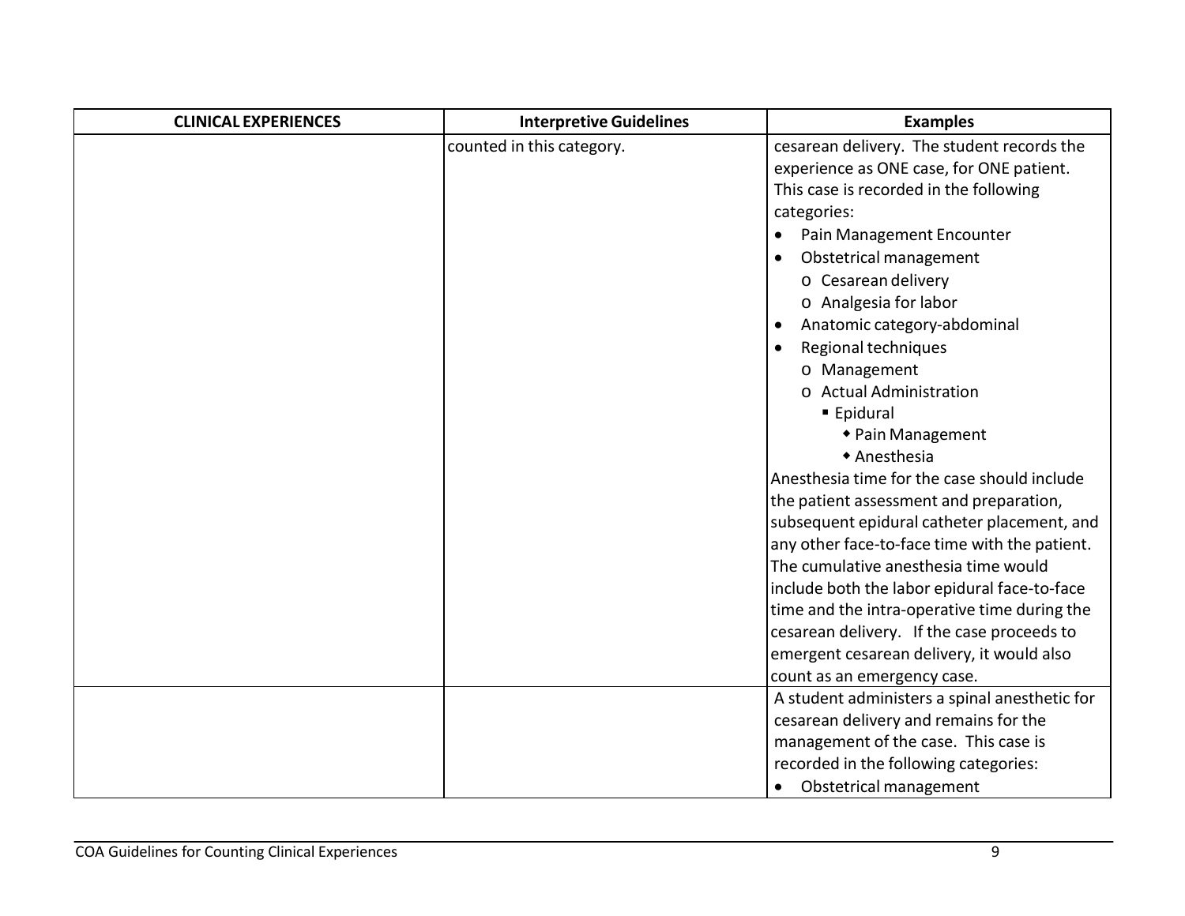| CLINICAL EXPERIENCES | Interpretive Guidelines | Examples |
|---|---|---|
| | counted in this category. | cesarean delivery. The student records the experience as ONE case, for ONE patient. This case is recorded in the following categories:<br>• Pain Management Encounter<br>• Obstetrical management<br>&nbsp;&nbsp;o Cesarean delivery<br>&nbsp;&nbsp;o Analgesia for labor<br>• Anatomic category-abdominal<br>• Regional techniques<br>&nbsp;&nbsp;o Management<br>&nbsp;&nbsp;o Actual Administration<br>&nbsp;&nbsp;&nbsp;&nbsp;▪ Epidural<br>&nbsp;&nbsp;&nbsp;&nbsp;&nbsp;&nbsp;◆ Pain Management<br>&nbsp;&nbsp;&nbsp;&nbsp;&nbsp;&nbsp;◆ Anesthesia<br>Anesthesia time for the case should include the patient assessment and preparation, subsequent epidural catheter placement, and any other face-to-face time with the patient. The cumulative anesthesia time would include both the labor epidural face-to-face time and the intra-operative time during the cesarean delivery. If the case proceeds to emergent cesarean delivery, it would also count as an emergency case. |
| | | A student administers a spinal anesthetic for cesarean delivery and remains for the management of the case. This case is recorded in the following categories:<br>• Obstetrical management |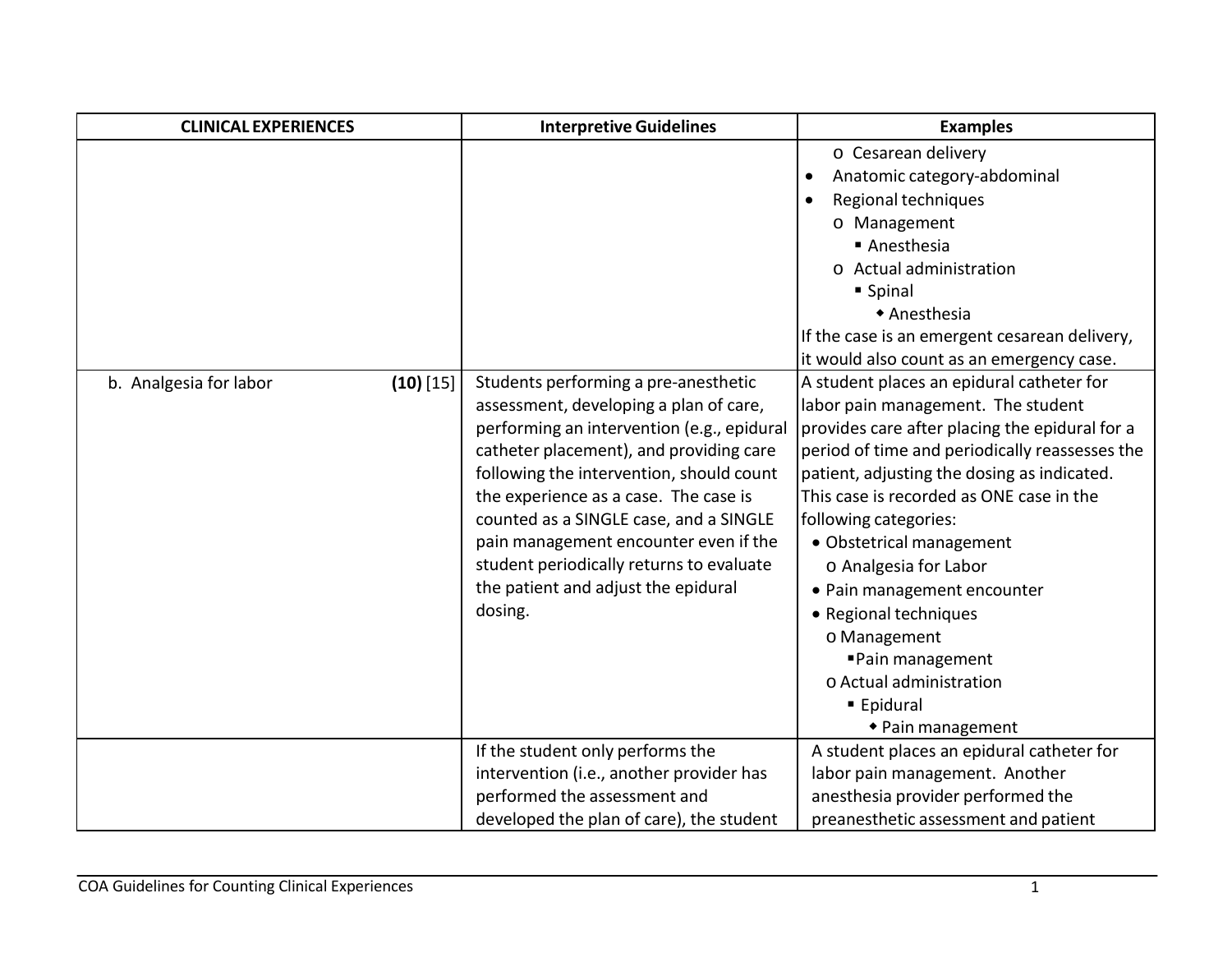| CLINICAL EXPERIENCES | Interpretive Guidelines | Examples |
|---|---|---|
| | | o Cesarean delivery<br>• Anatomic category-abdominal<br>• Regional techniques<br>o Management<br>▪ Anesthesia<br>o Actual administration<br>▪ Spinal<br>◆ Anesthesia<br>If the case is an emergent cesarean delivery, it would also count as an emergency case. |
| b. Analgesia for labor **(10)** [15] | Students performing a pre-anesthetic assessment, developing a plan of care, performing an intervention (e.g., epidural catheter placement), and providing care following the intervention, should count the experience as a case. The case is counted as a SINGLE case, and a SINGLE pain management encounter even if the student periodically returns to evaluate the patient and adjust the epidural dosing. | A student places an epidural catheter for labor pain management. The student provides care after placing the epidural for a period of time and periodically reassesses the patient, adjusting the dosing as indicated. This case is recorded as ONE case in the following categories:<br>• Obstetrical management<br>o Analgesia for Labor<br>• Pain management encounter<br>• Regional techniques<br>o Management<br>▪ Pain management<br>o Actual administration<br>▪ Epidural<br>◆ Pain management |
| | If the student only performs the intervention (i.e., another provider has performed the assessment and developed the plan of care), the student | A student places an epidural catheter for labor pain management. Another anesthesia provider performed the preanesthetic assessment and patient |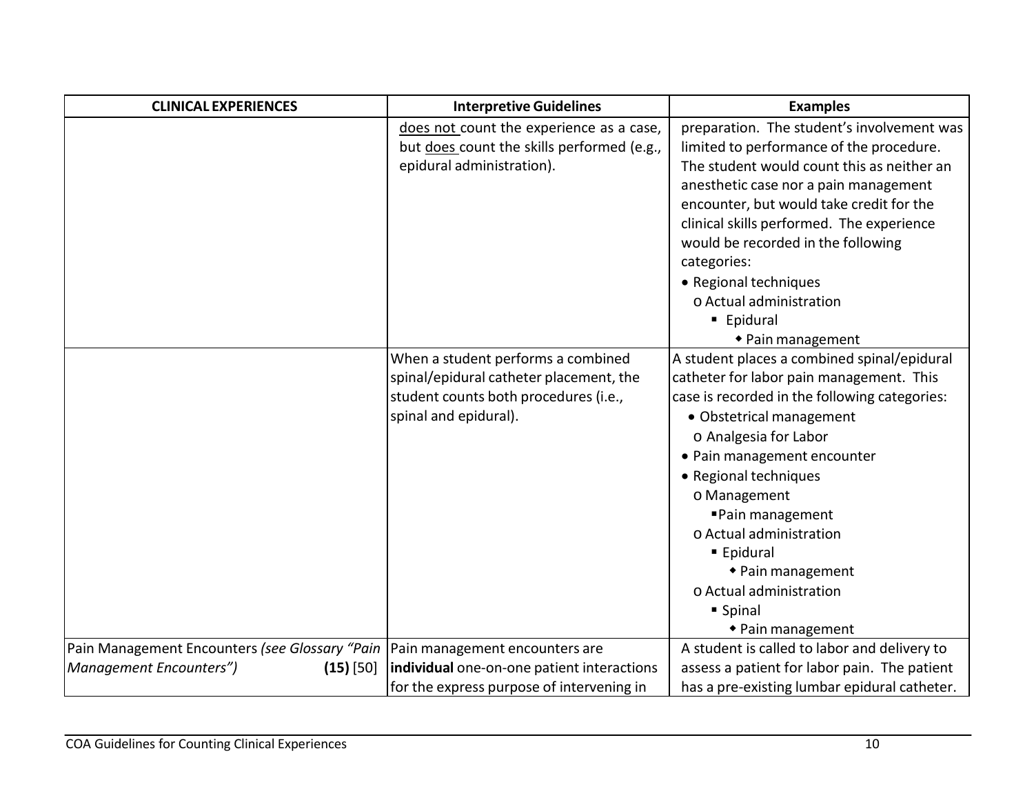| CLINICAL EXPERIENCES | Interpretive Guidelines | Examples |
|---|---|---|
| | does not count the experience as a case, but does count the skills performed (e.g., epidural administration). | preparation. The student's involvement was limited to performance of the procedure. The student would count this as neither an anesthetic case nor a pain management encounter, but would take credit for the clinical skills performed. The experience would be recorded in the following categories:<br>• Regional techniques<br>o Actual administration<br>▪ Epidural<br>◆ Pain management |
| | When a student performs a combined spinal/epidural catheter placement, the student counts both procedures (i.e., spinal and epidural). | A student places a combined spinal/epidural catheter for labor pain management. This case is recorded in the following categories:<br>• Obstetrical management<br>o Analgesia for Labor<br>• Pain management encounter<br>• Regional techniques<br>o Management<br>▪ Pain management<br>o Actual administration<br>▪ Epidural<br>◆ Pain management<br>o Actual administration<br>▪ Spinal<br>◆ Pain management |
| Pain Management Encounters *(see Glossary "Pain Management Encounters")* **(15)** [50] | Pain management encounters are **individual** one-on-one patient interactions for the express purpose of intervening in | A student is called to labor and delivery to assess a patient for labor pain. The patient has a pre-existing lumbar epidural catheter. |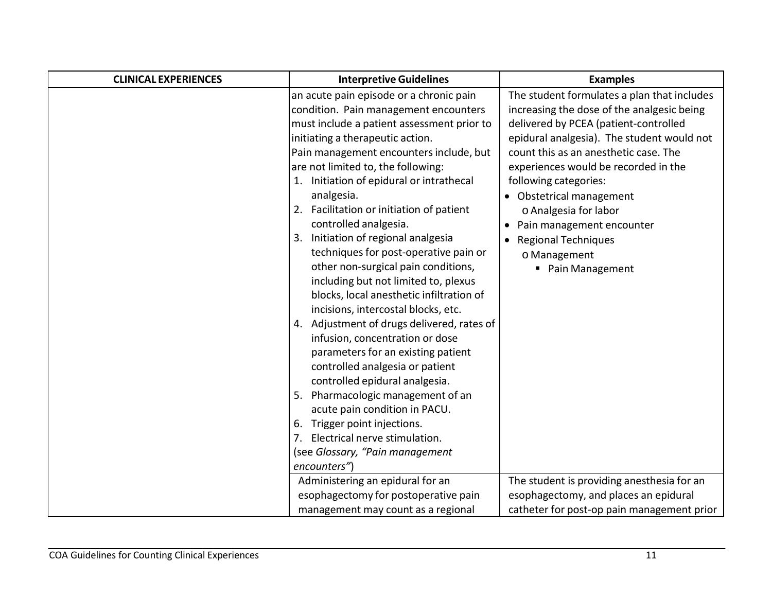| CLINICAL EXPERIENCES | Interpretive Guidelines | Examples |
|---|---|---|
| | an acute pain episode or a chronic pain condition. Pain management encounters must include a patient assessment prior to initiating a therapeutic action.<br>Pain management encounters include, but are not limited to, the following:<br>1. Initiation of epidural or intrathecal analgesia.<br>2. Facilitation or initiation of patient controlled analgesia.<br>3. Initiation of regional analgesia techniques for post-operative pain or other non-surgical pain conditions, including but not limited to, plexus blocks, local anesthetic infiltration of incisions, intercostal blocks, etc.<br>4. Adjustment of drugs delivered, rates of infusion, concentration or dose parameters for an existing patient controlled analgesia or patient controlled epidural analgesia.<br>5. Pharmacologic management of an acute pain condition in PACU.<br>6. Trigger point injections.<br>7. Electrical nerve stimulation.<br>(see *Glossary, "Pain management encounters"*) | The student formulates a plan that includes increasing the dose of the analgesic being delivered by PCEA (patient-controlled epidural analgesia). The student would not count this as an anesthetic case. The experiences would be recorded in the following categories:<br>• Obstetrical management<br>  o Analgesia for labor<br>• Pain management encounter<br>• Regional Techniques<br>  o Management<br>    ▪ Pain Management |
| | Administering an epidural for an esophagectomy for postoperative pain management may count as a regional | The student is providing anesthesia for an esophagectomy, and places an epidural catheter for post-op pain management prior |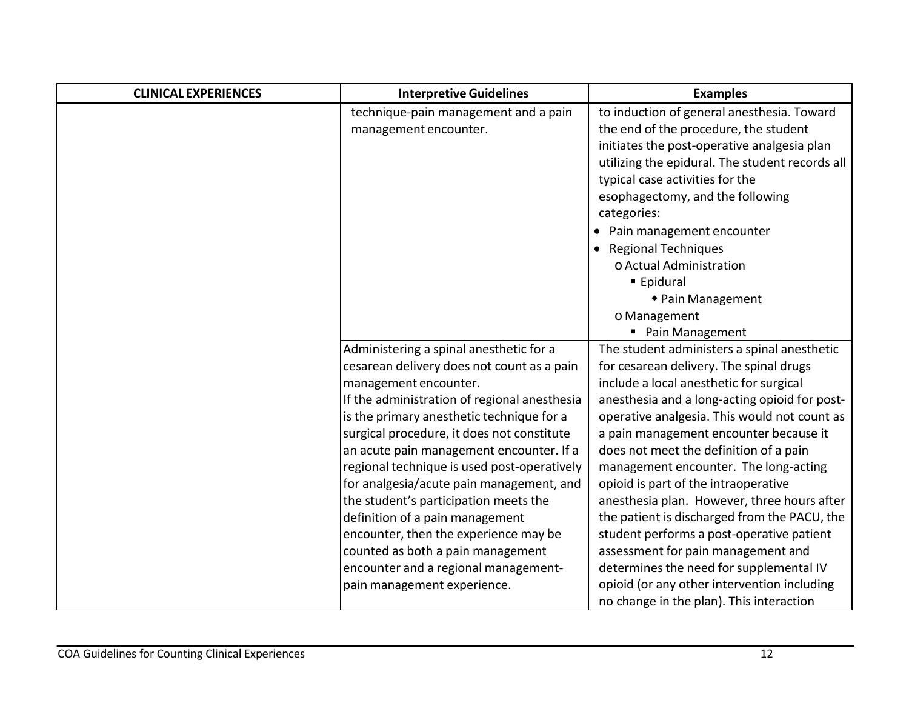| CLINICAL EXPERIENCES | Interpretive Guidelines | Examples |
|---|---|---|
| | technique-pain management and a pain management encounter. | to induction of general anesthesia. Toward the end of the procedure, the student initiates the post-operative analgesia plan utilizing the epidural. The student records all typical case activities for the esophagectomy, and the following categories:<br>• Pain management encounter<br>• Regional Techniques<br>o Actual Administration<br>▪ Epidural<br>◆ Pain Management<br>o Management<br>▪ Pain Management |
| | Administering a spinal anesthetic for a cesarean delivery does not count as a pain management encounter.<br>If the administration of regional anesthesia is the primary anesthetic technique for a surgical procedure, it does not constitute an acute pain management encounter. If a regional technique is used post-operatively for analgesia/acute pain management, and the student's participation meets the definition of a pain management encounter, then the experience may be counted as both a pain management encounter and a regional management-pain management experience. | The student administers a spinal anesthetic for cesarean delivery. The spinal drugs include a local anesthetic for surgical anesthesia and a long-acting opioid for post-operative analgesia. This would not count as a pain management encounter because it does not meet the definition of a pain management encounter. The long-acting opioid is part of the intraoperative anesthesia plan. However, three hours after the patient is discharged from the PACU, the student performs a post-operative patient assessment for pain management and determines the need for supplemental IV opioid (or any other intervention including no change in the plan). This interaction |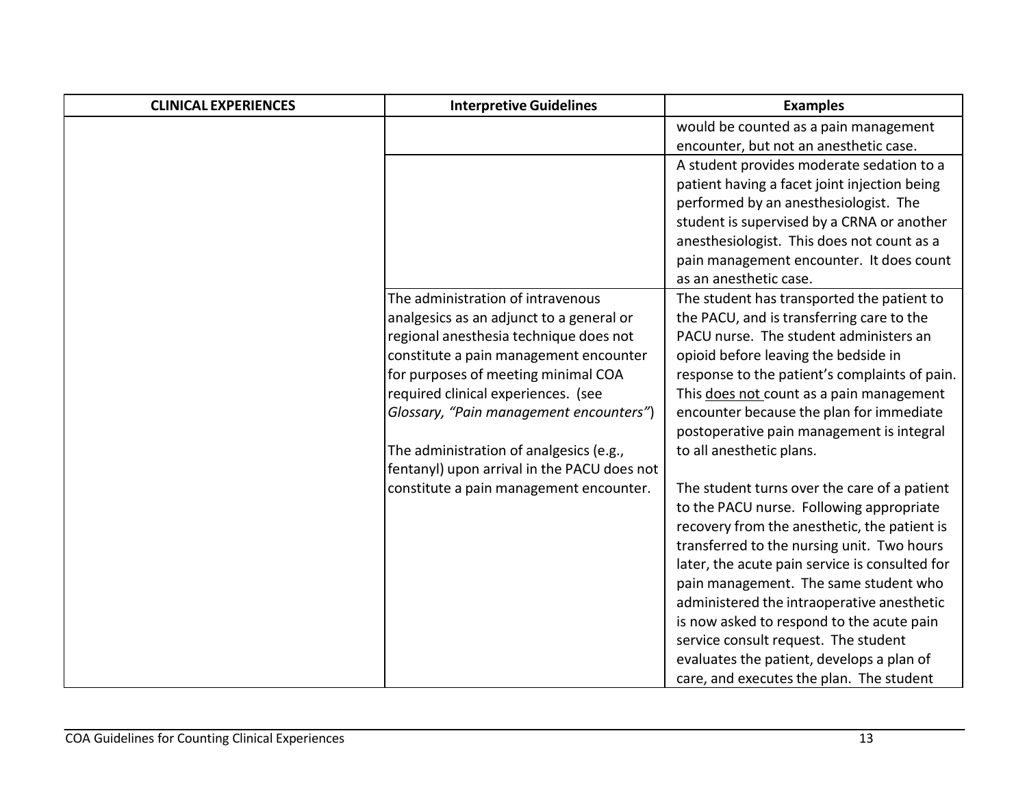| CLINICAL EXPERIENCES | Interpretive Guidelines | Examples |
|---|---|---|
| | | would be counted as a pain management encounter, but not an anesthetic case. |
| | | A student provides moderate sedation to a patient having a facet joint injection being performed by an anesthesiologist. The student is supervised by a CRNA or another anesthesiologist. This does not count as a pain management encounter. It does count as an anesthetic case. |
| | The administration of intravenous analgesics as an adjunct to a general or regional anesthesia technique does not constitute a pain management encounter for purposes of meeting minimal COA required clinical experiences. (see *Glossary, "Pain management encounters"*)<br><br>The administration of analgesics (e.g., fentanyl) upon arrival in the PACU does not constitute a pain management encounter. | The student has transported the patient to the PACU, and is transferring care to the PACU nurse. The student administers an opioid before leaving the bedside in response to the patient's complaints of pain. This <u>does not</u> count as a pain management encounter because the plan for immediate postoperative pain management is integral to all anesthetic plans.<br><br>The student turns over the care of a patient to the PACU nurse. Following appropriate recovery from the anesthetic, the patient is transferred to the nursing unit. Two hours later, the acute pain service is consulted for pain management. The same student who administered the intraoperative anesthetic is now asked to respond to the acute pain service consult request. The student evaluates the patient, develops a plan of care, and executes the plan. The student |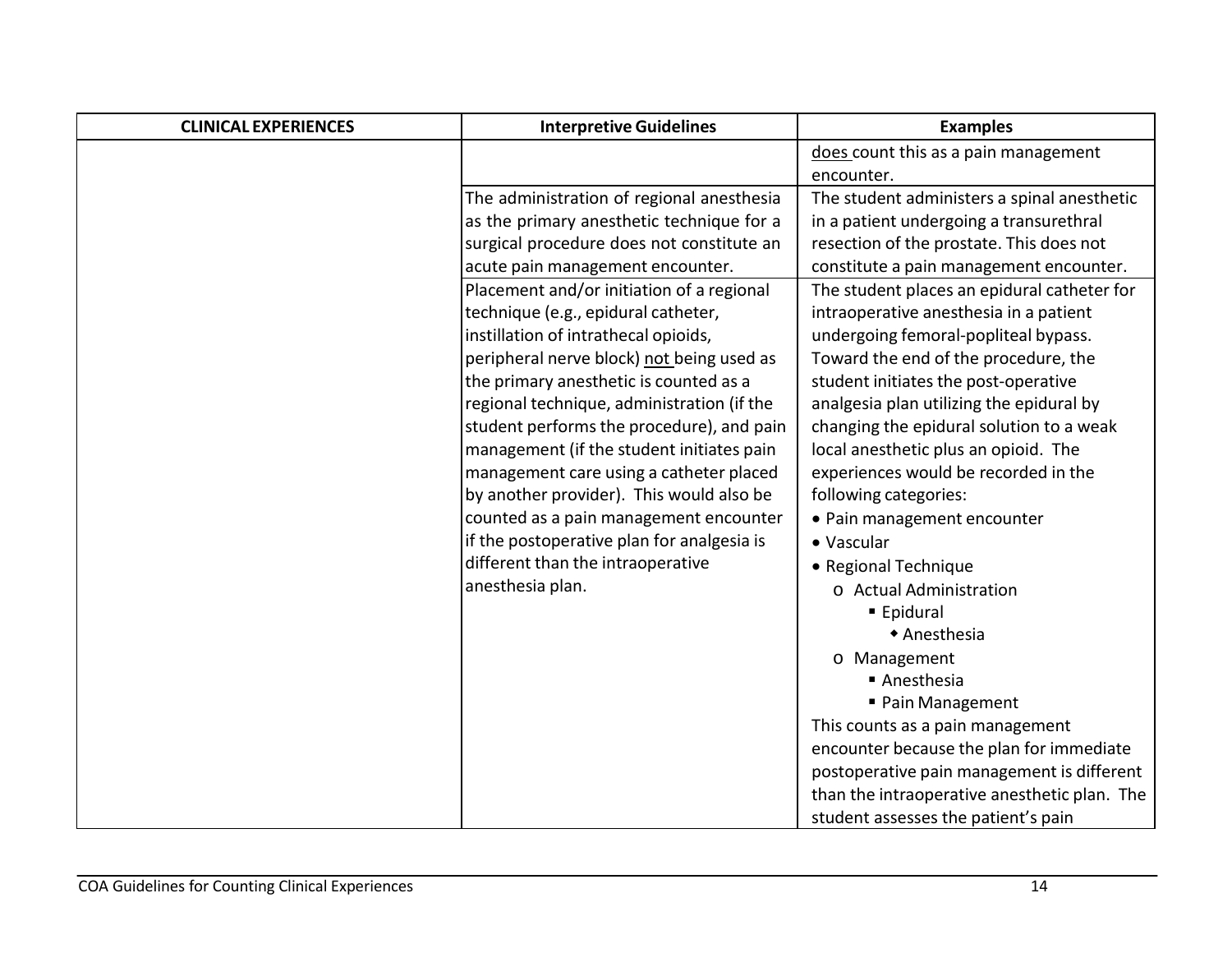| CLINICAL EXPERIENCES | Interpretive Guidelines | Examples |
|---|---|---|
| | | does count this as a pain management encounter. |
| | The administration of regional anesthesia as the primary anesthetic technique for a surgical procedure does not constitute an acute pain management encounter. | The student administers a spinal anesthetic in a patient undergoing a transurethral resection of the prostate. This does not constitute a pain management encounter. |
| | Placement and/or initiation of a regional technique (e.g., epidural catheter, instillation of intrathecal opioids, peripheral nerve block) not being used as the primary anesthetic is counted as a regional technique, administration (if the student performs the procedure), and pain management (if the student initiates pain management care using a catheter placed by another provider). This would also be counted as a pain management encounter if the postoperative plan for analgesia is different than the intraoperative anesthesia plan. | The student places an epidural catheter for intraoperative anesthesia in a patient undergoing femoral-popliteal bypass. Toward the end of the procedure, the student initiates the post-operative analgesia plan utilizing the epidural by changing the epidural solution to a weak local anesthetic plus an opioid. The experiences would be recorded in the following categories:<br>• Pain management encounter<br>• Vascular<br>• Regional Technique<br>&nbsp;&nbsp;o Actual Administration<br>&nbsp;&nbsp;&nbsp;&nbsp;▪ Epidural<br>&nbsp;&nbsp;&nbsp;&nbsp;&nbsp;&nbsp;◆ Anesthesia<br>&nbsp;&nbsp;o Management<br>&nbsp;&nbsp;&nbsp;&nbsp;▪ Anesthesia<br>&nbsp;&nbsp;&nbsp;&nbsp;▪ Pain Management<br>This counts as a pain management encounter because the plan for immediate postoperative pain management is different than the intraoperative anesthetic plan. The student assesses the patient's pain |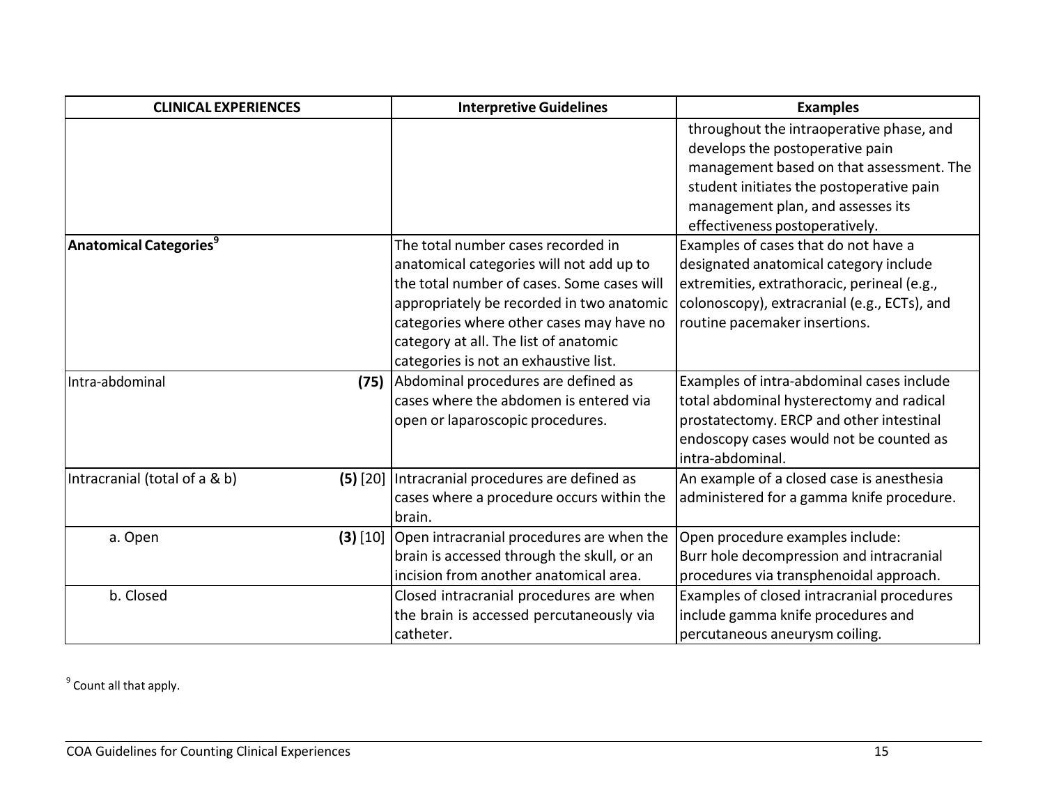| CLINICAL EXPERIENCES | | Interpretive Guidelines | Examples |
|---|---|---|---|
| | | | throughout the intraoperative phase, and develops the postoperative pain management based on that assessment. The student initiates the postoperative pain management plan, and assesses its effectiveness postoperatively. |
| **Anatomical Categories**[9] | | The total number cases recorded in anatomical categories will not add up to the total number of cases. Some cases will appropriately be recorded in two anatomic categories where other cases may have no category at all. The list of anatomic categories is not an exhaustive list. | Examples of cases that do not have a designated anatomical category include extremities, extrathoracic, perineal (e.g., colonoscopy), extracranial (e.g., ECTs), and routine pacemaker insertions. |
| Intra-abdominal | **(75)** | Abdominal procedures are defined as cases where the abdomen is entered via open or laparoscopic procedures. | Examples of intra-abdominal cases include total abdominal hysterectomy and radical prostatectomy. ERCP and other intestinal endoscopy cases would not be counted as intra-abdominal. |
| Intracranial (total of a & b) | **(5)** [20] | Intracranial procedures are defined as cases where a procedure occurs within the brain. | An example of a closed case is anesthesia administered for a gamma knife procedure. |
| a. Open | **(3)** [10] | Open intracranial procedures are when the brain is accessed through the skull, or an incision from another anatomical area. | Open procedure examples include: Burr hole decompression and intracranial procedures via transphenoidal approach. |
| b. Closed | | Closed intracranial procedures are when the brain is accessed percutaneously via catheter. | Examples of closed intracranial procedures include gamma knife procedures and percutaneous aneurysm coiling. |

[9] Count all that apply.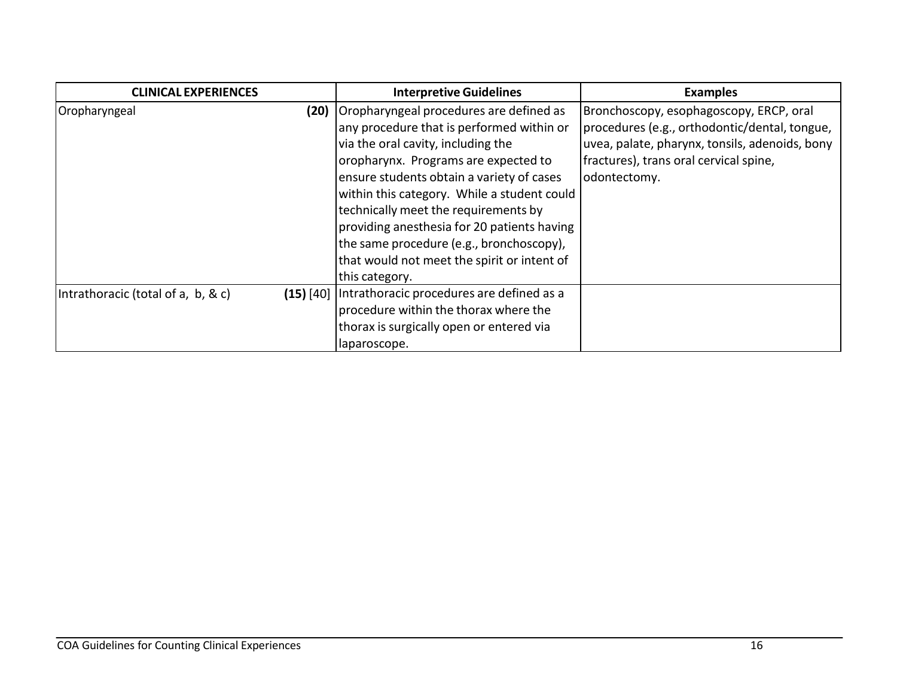| **CLINICAL EXPERIENCES** | | **Interpretive Guidelines** | **Examples** |
|---|---|---|---|
| Oropharyngeal | **(20)** | Oropharyngeal procedures are defined as any procedure that is performed within or via the oral cavity, including the oropharynx. Programs are expected to ensure students obtain a variety of cases within this category. While a student could technically meet the requirements by providing anesthesia for 20 patients having the same procedure (e.g., bronchoscopy), that would not meet the spirit or intent of this category. | Bronchoscopy, esophagoscopy, ERCP, oral procedures (e.g., orthodontic/dental, tongue, uvea, palate, pharynx, tonsils, adenoids, bony fractures), trans oral cervical spine, odontectomy. |
| Intrathoracic (total of a, b, & c) | **(15)** [40] | Intrathoracic procedures are defined as a procedure within the thorax where the thorax is surgically open or entered via laparoscope. | |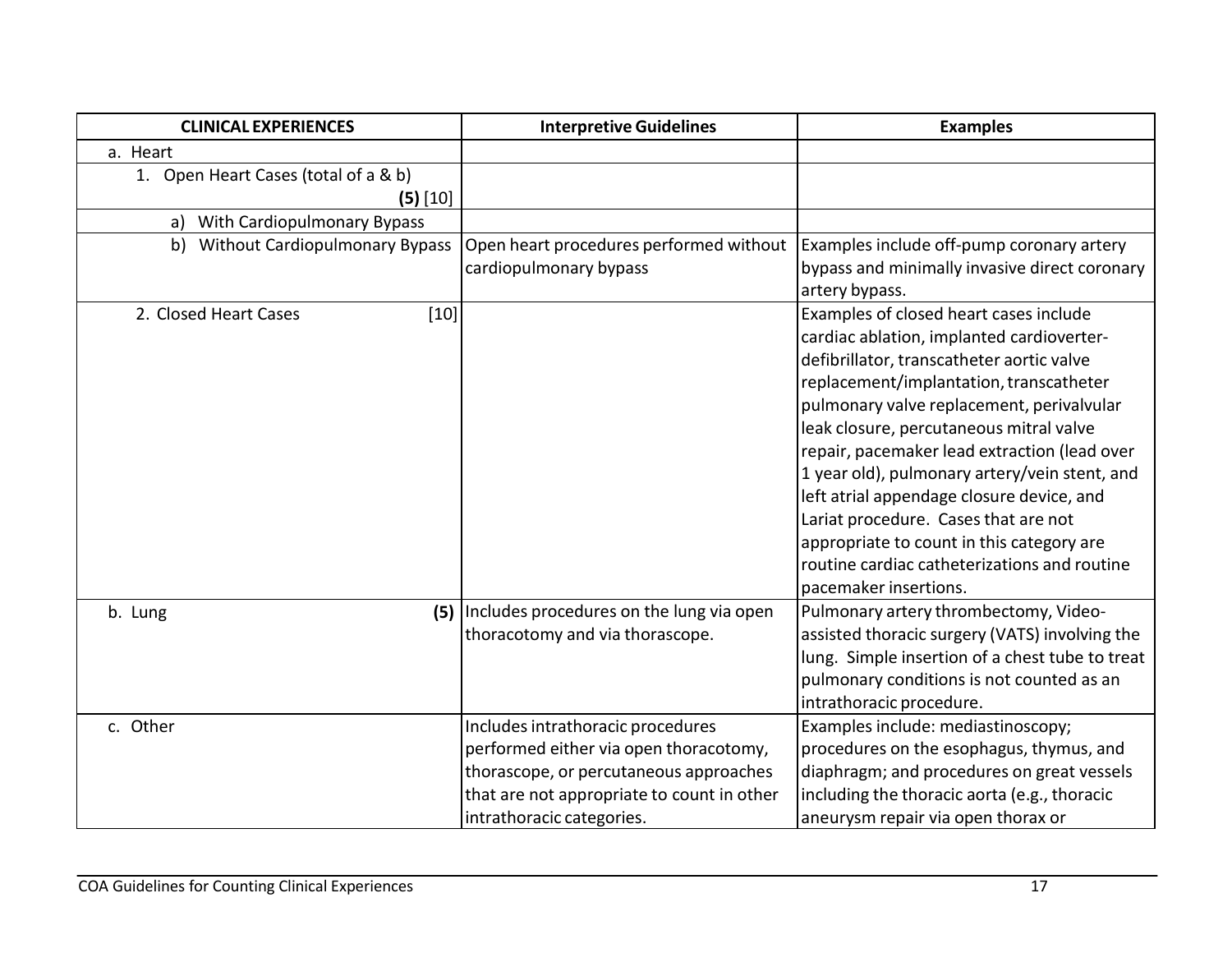| CLINICAL EXPERIENCES | Interpretive Guidelines | Examples |
|---|---|---|
| a. Heart | | |
| 1. Open Heart Cases (total of a & b) **(5)** [10] | | |
| a) With Cardiopulmonary Bypass | | |
| b) Without Cardiopulmonary Bypass | Open heart procedures performed without cardiopulmonary bypass | Examples include off-pump coronary artery bypass and minimally invasive direct coronary artery bypass. |
| 2. Closed Heart Cases [10] | | Examples of closed heart cases include cardiac ablation, implanted cardioverter-defibrillator, transcatheter aortic valve replacement/implantation, transcatheter pulmonary valve replacement, perivalvular leak closure, percutaneous mitral valve repair, pacemaker lead extraction (lead over 1 year old), pulmonary artery/vein stent, and left atrial appendage closure device, and Lariat procedure. Cases that are not appropriate to count in this category are routine cardiac catheterizations and routine pacemaker insertions. |
| b. Lung **(5)** | Includes procedures on the lung via open thoracotomy and via thorascope. | Pulmonary artery thrombectomy, Video-assisted thoracic surgery (VATS) involving the lung. Simple insertion of a chest tube to treat pulmonary conditions is not counted as an intrathoracic procedure. |
| c. Other | Includes intrathoracic procedures performed either via open thoracotomy, thorascope, or percutaneous approaches that are not appropriate to count in other intrathoracic categories. | Examples include: mediastinoscopy; procedures on the esophagus, thymus, and diaphragm; and procedures on great vessels including the thoracic aorta (e.g., thoracic aneurysm repair via open thorax or |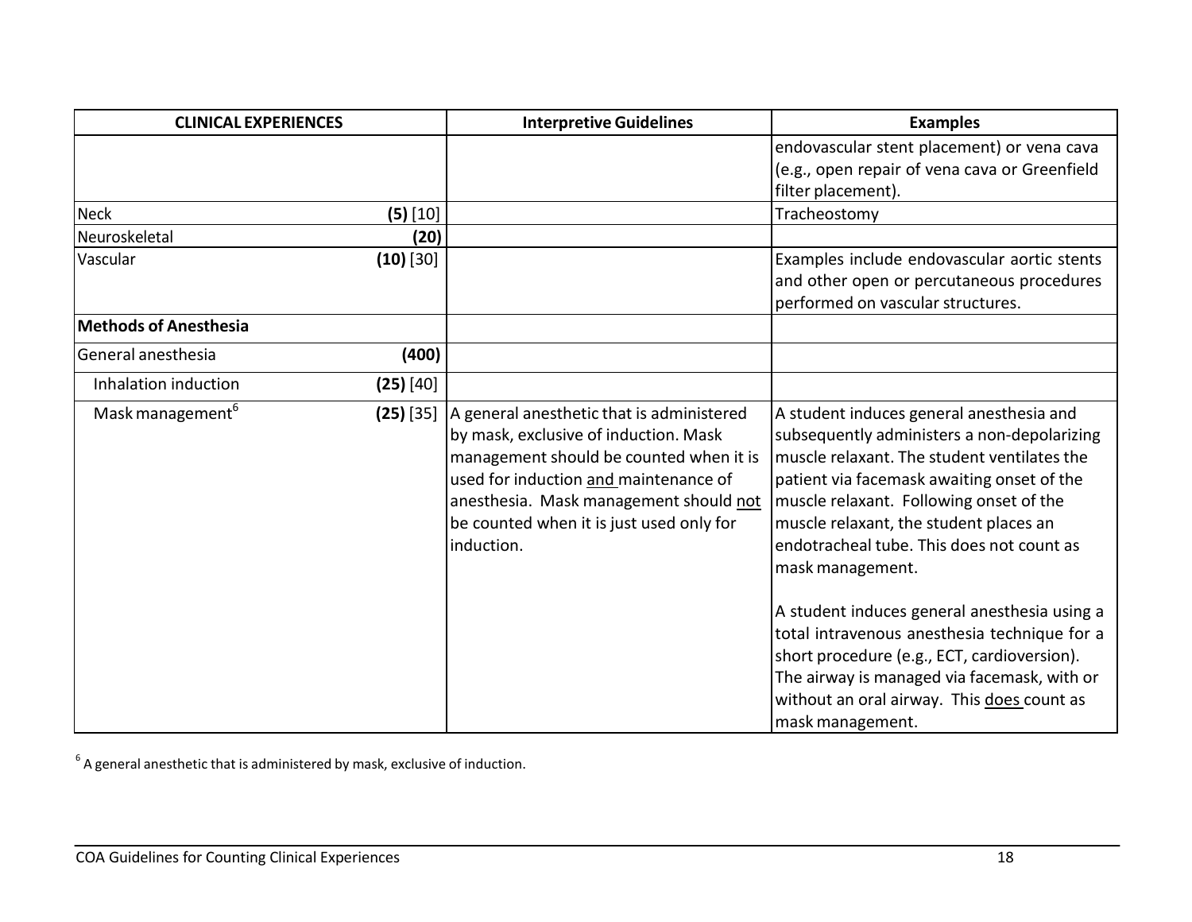| CLINICAL EXPERIENCES | | Interpretive Guidelines | Examples |
|---|---|---|---|
| | | | endovascular stent placement) or vena cava (e.g., open repair of vena cava or Greenfield filter placement). |
| Neck | **(5)** [10] | | Tracheostomy |
| Neuroskeletal | **(20)** | | |
| Vascular | **(10)** [30] | | Examples include endovascular aortic stents and other open or percutaneous procedures performed on vascular structures. |
| **Methods of Anesthesia** | | | |
| General anesthesia | **(400)** | | |
| Inhalation induction | **(25)** [40] | | |
| Mask management[6] | **(25)** [35] | A general anesthetic that is administered by mask, exclusive of induction. Mask management should be counted when it is used for induction <u>and</u> maintenance of anesthesia. Mask management should <u>not</u> be counted when it is just used only for induction. | A student induces general anesthesia and subsequently administers a non-depolarizing muscle relaxant. The student ventilates the patient via facemask awaiting onset of the muscle relaxant. Following onset of the muscle relaxant, the student places an endotracheal tube. This does not count as mask management.<br><br>A student induces general anesthesia using a total intravenous anesthesia technique for a short procedure (e.g., ECT, cardioversion). The airway is managed via facemask, with or without an oral airway. This <u>does</u> count as mask management. |

[6] A general anesthetic that is administered by mask, exclusive of induction.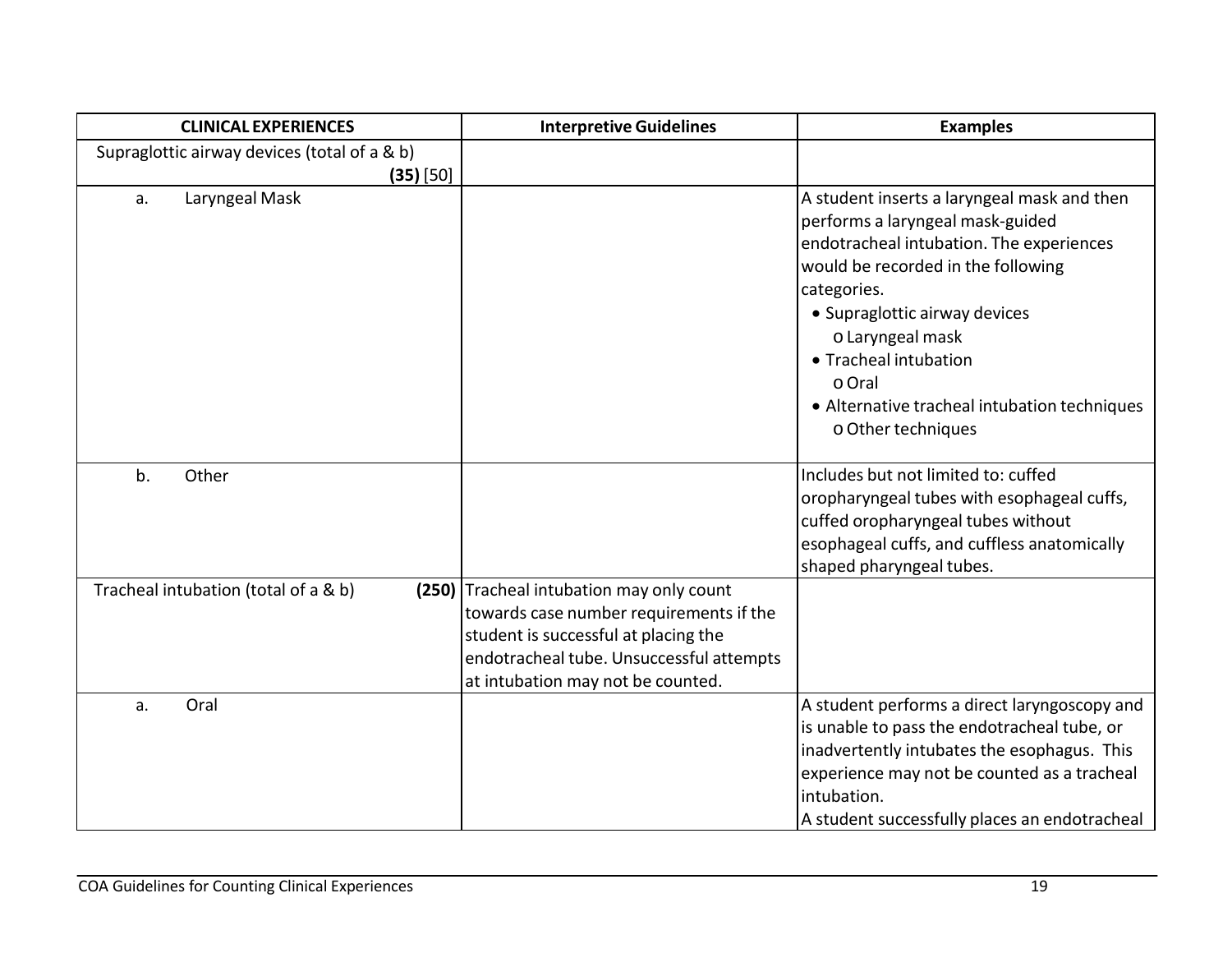| CLINICAL EXPERIENCES | Interpretive Guidelines | Examples |
|---|---|---|
| Supraglottic airway devices (total of a & b) **(35)** [50] | | |
| a. Laryngeal Mask | | A student inserts a laryngeal mask and then performs a laryngeal mask-guided endotracheal intubation. The experiences would be recorded in the following categories.<br>• Supraglottic airway devices<br>o Laryngeal mask<br>• Tracheal intubation<br>o Oral<br>• Alternative tracheal intubation techniques<br>o Other techniques |
| b. Other | | Includes but not limited to: cuffed oropharyngeal tubes with esophageal cuffs, cuffed oropharyngeal tubes without esophageal cuffs, and cuffless anatomically shaped pharyngeal tubes. |
| Tracheal intubation (total of a & b) **(250)** | Tracheal intubation may only count towards case number requirements if the student is successful at placing the endotracheal tube. Unsuccessful attempts at intubation may not be counted. | |
| a. Oral | | A student performs a direct laryngoscopy and is unable to pass the endotracheal tube, or inadvertently intubates the esophagus. This experience may not be counted as a tracheal intubation.<br>A student successfully places an endotracheal |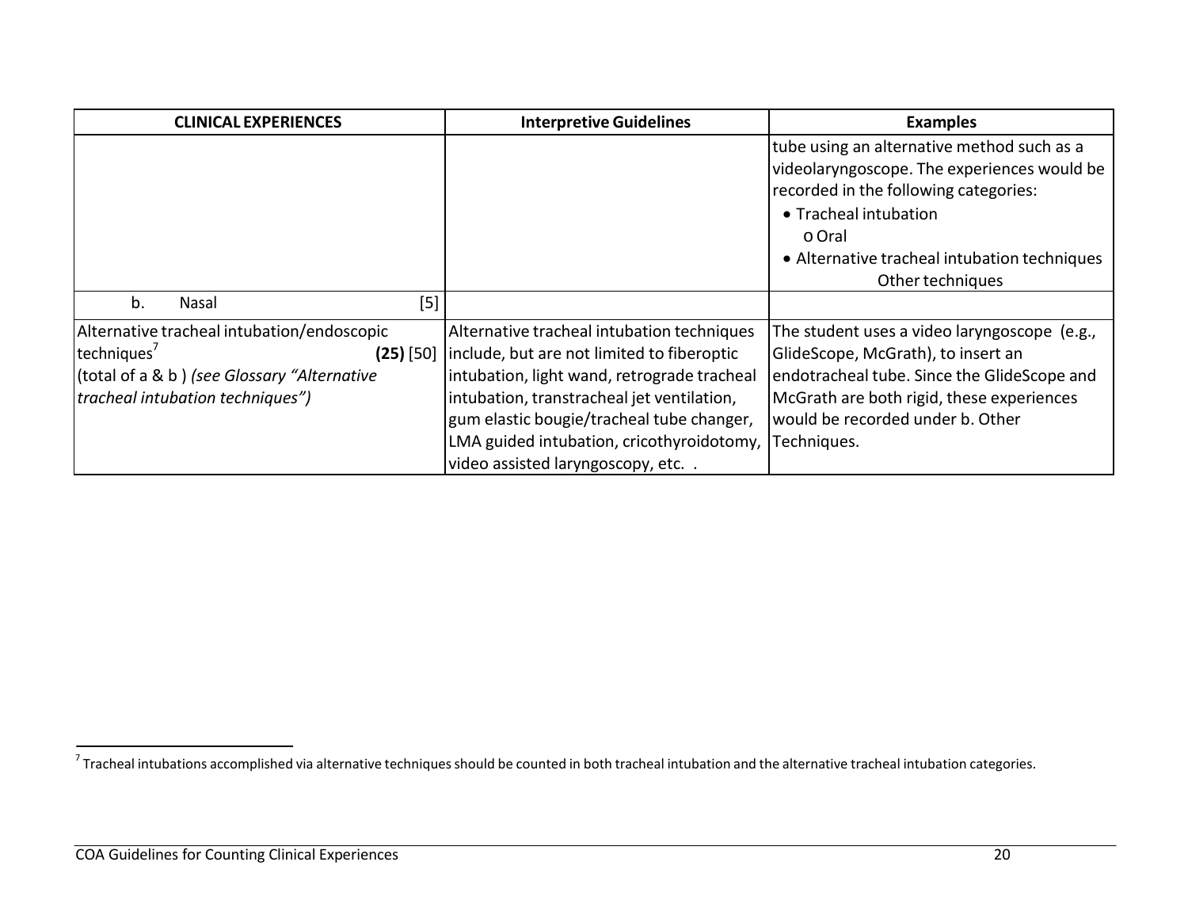| CLINICAL EXPERIENCES | Interpretive Guidelines | Examples |
| --- | --- | --- |
| | | tube using an alternative method such as a videolaryngoscope. The experiences would be recorded in the following categories:<br>• Tracheal intubation<br>o Oral<br>• Alternative tracheal intubation techniques<br>Other techniques |
| b. Nasal [5] | | |
| Alternative tracheal intubation/endoscopic techniques[7] **(25)** [50]<br>(total of a & b ) *(see Glossary "Alternative tracheal intubation techniques")* | Alternative tracheal intubation techniques include, but are not limited to fiberoptic intubation, light wand, retrograde tracheal intubation, transtracheal jet ventilation, gum elastic bougie/tracheal tube changer, LMA guided intubation, cricothyroidotomy, video assisted laryngoscopy, etc. . | The student uses a video laryngoscope (e.g., GlideScope, McGrath), to insert an endotracheal tube. Since the GlideScope and McGrath are both rigid, these experiences would be recorded under b. Other Techniques. |

[7] Tracheal intubations accomplished via alternative techniques should be counted in both tracheal intubation and the alternative tracheal intubation categories.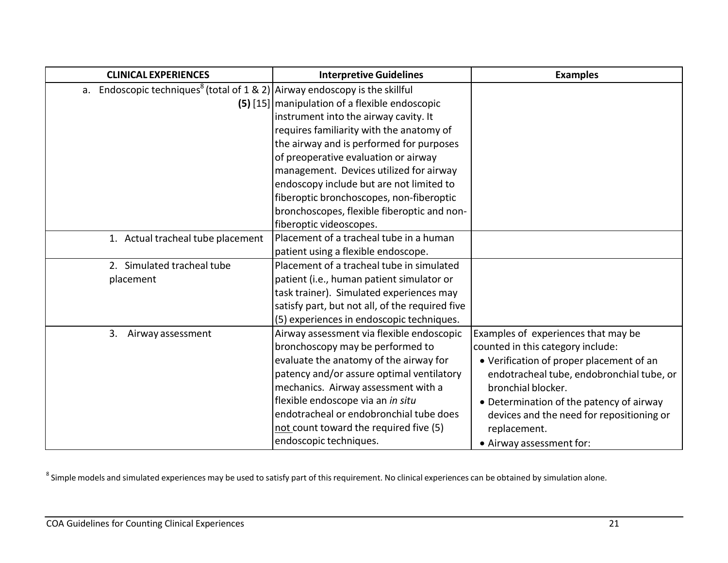| CLINICAL EXPERIENCES | Interpretive Guidelines | Examples |
|---|---|---|
| a. Endoscopic techniques[8] (total of 1 & 2) **(5)** [15] | Airway endoscopy is the skillful manipulation of a flexible endoscopic instrument into the airway cavity. It requires familiarity with the anatomy of the airway and is performed for purposes of preoperative evaluation or airway management. Devices utilized for airway endoscopy include but are not limited to fiberoptic bronchoscopes, non-fiberoptic bronchoscopes, flexible fiberoptic and non-fiberoptic videoscopes. | |
| 1. Actual tracheal tube placement | Placement of a tracheal tube in a human patient using a flexible endoscope. | |
| 2. Simulated tracheal tube placement | Placement of a tracheal tube in simulated patient (i.e., human patient simulator or task trainer). Simulated experiences may satisfy part, but not all, of the required five (5) experiences in endoscopic techniques. | |
| 3. Airway assessment | Airway assessment via flexible endoscopic bronchoscopy may be performed to evaluate the anatomy of the airway for patency and/or assure optimal ventilatory mechanics. Airway assessment with a flexible endoscope via an *in situ* endotracheal or endobronchial tube does not count toward the required five (5) endoscopic techniques. | Examples of experiences that may be counted in this category include:<br>• Verification of proper placement of an endotracheal tube, endobronchial tube, or bronchial blocker.<br>• Determination of the patency of airway devices and the need for repositioning or replacement.<br>• Airway assessment for: |

[8] Simple models and simulated experiences may be used to satisfy part of this requirement. No clinical experiences can be obtained by simulation alone.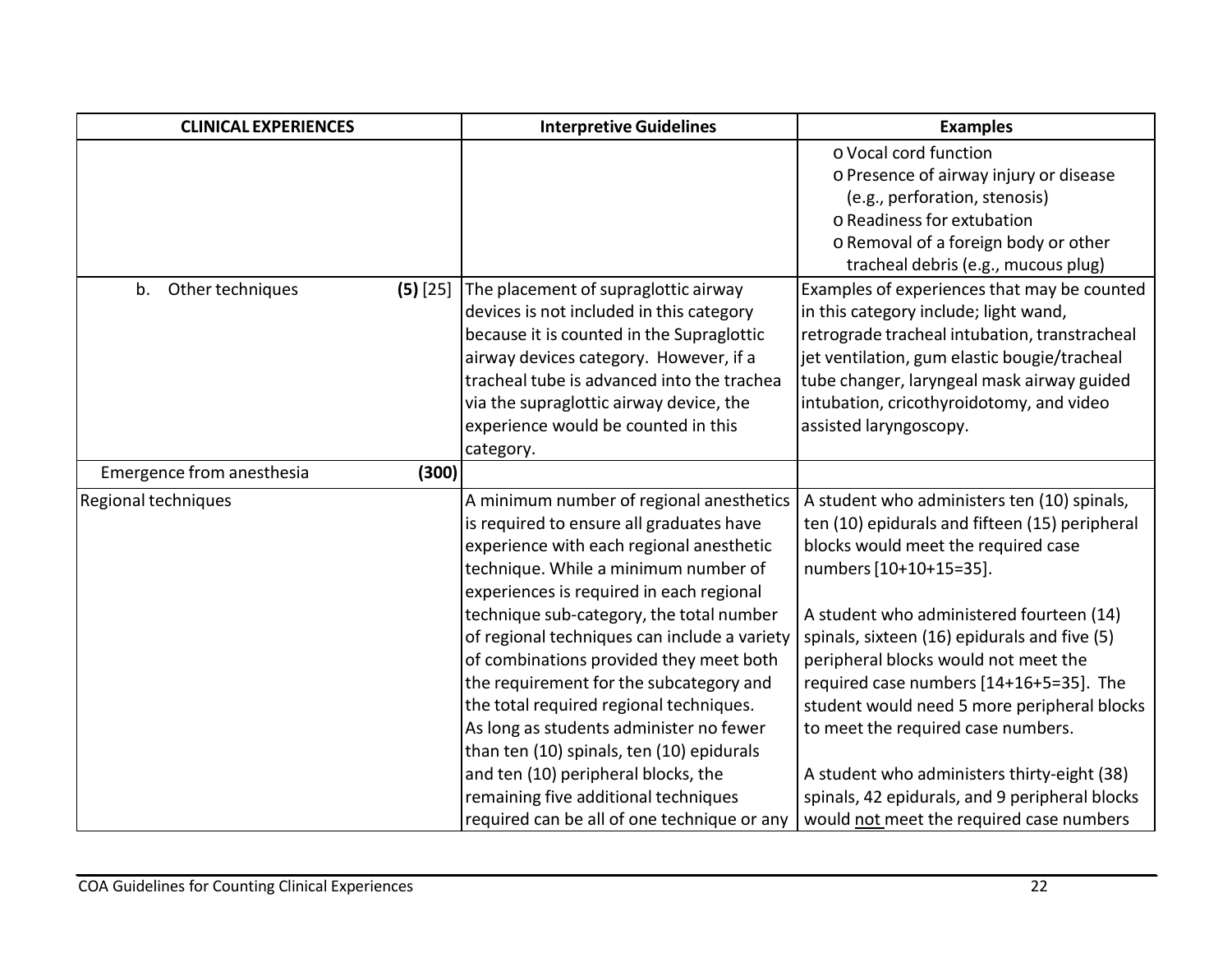| CLINICAL EXPERIENCES | Interpretive Guidelines | Examples |
|---|---|---|
| | | o Vocal cord function<br>o Presence of airway injury or disease (e.g., perforation, stenosis)<br>o Readiness for extubation<br>o Removal of a foreign body or other tracheal debris (e.g., mucous plug) |
| b. Other techniques **(5)** [25] | The placement of supraglottic airway devices is not included in this category because it is counted in the Supraglottic airway devices category. However, if a tracheal tube is advanced into the trachea via the supraglottic airway device, the experience would be counted in this category. | Examples of experiences that may be counted in this category include; light wand, retrograde tracheal intubation, transtracheal jet ventilation, gum elastic bougie/tracheal tube changer, laryngeal mask airway guided intubation, cricothyroidotomy, and video assisted laryngoscopy. |
| Emergence from anesthesia **(300)** | | |
| Regional techniques | A minimum number of regional anesthetics is required to ensure all graduates have experience with each regional anesthetic technique. While a minimum number of experiences is required in each regional technique sub-category, the total number of regional techniques can include a variety of combinations provided they meet both the requirement for the subcategory and the total required regional techniques. As long as students administer no fewer than ten (10) spinals, ten (10) epidurals and ten (10) peripheral blocks, the remaining five additional techniques required can be all of one technique or any | A student who administers ten (10) spinals, ten (10) epidurals and fifteen (15) peripheral blocks would meet the required case numbers [10+10+15=35].<br><br>A student who administered fourteen (14) spinals, sixteen (16) epidurals and five (5) peripheral blocks would not meet the required case numbers [14+16+5=35]. The student would need 5 more peripheral blocks to meet the required case numbers.<br><br>A student who administers thirty-eight (38) spinals, 42 epidurals, and 9 peripheral blocks would <u>not</u> meet the required case numbers |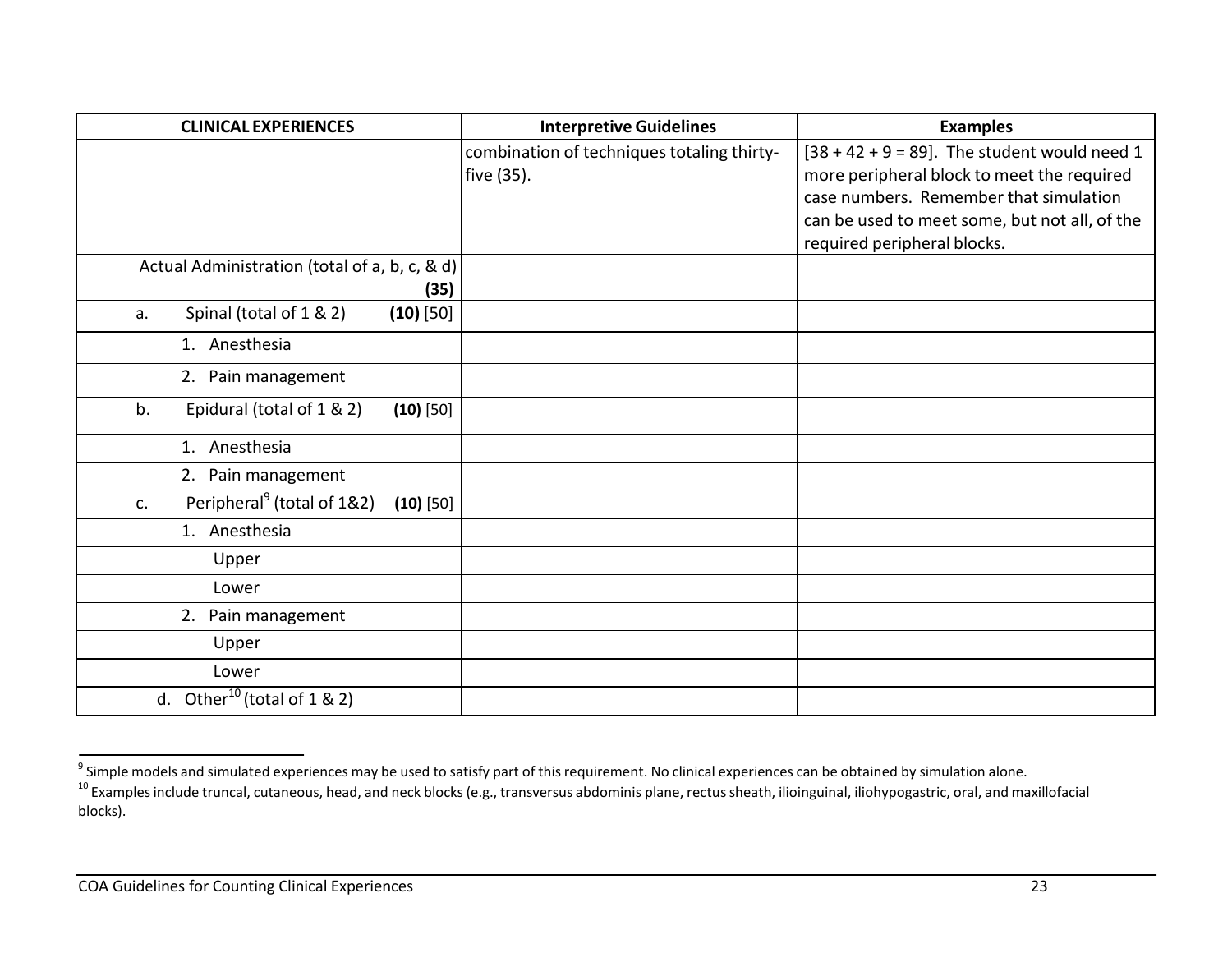| CLINICAL EXPERIENCES | Interpretive Guidelines | Examples |
| --- | --- | --- |
| | combination of techniques totaling thirty-five (35). | [38 + 42 + 9 = 89]. The student would need 1 more peripheral block to meet the required case numbers. Remember that simulation can be used to meet some, but not all, of the required peripheral blocks. |
| Actual Administration (total of a, b, c, & d) **(35)** | | |
| a. Spinal (total of 1 & 2) **(10)** [50] | | |
| 1. Anesthesia | | |
| 2. Pain management | | |
| b. Epidural (total of 1 & 2) **(10)** [50] | | |
| 1. Anesthesia | | |
| 2. Pain management | | |
| c. Peripheral[9] (total of 1&2) **(10)** [50] | | |
| 1. Anesthesia | | |
| Upper | | |
| Lower | | |
| 2. Pain management | | |
| Upper | | |
| Lower | | |
| d. Other[10] (total of 1 & 2) | | |

[9] Simple models and simulated experiences may be used to satisfy part of this requirement. No clinical experiences can be obtained by simulation alone.

[10] Examples include truncal, cutaneous, head, and neck blocks (e.g., transversus abdominis plane, rectus sheath, ilioinguinal, iliohypogastric, oral, and maxillofacial blocks).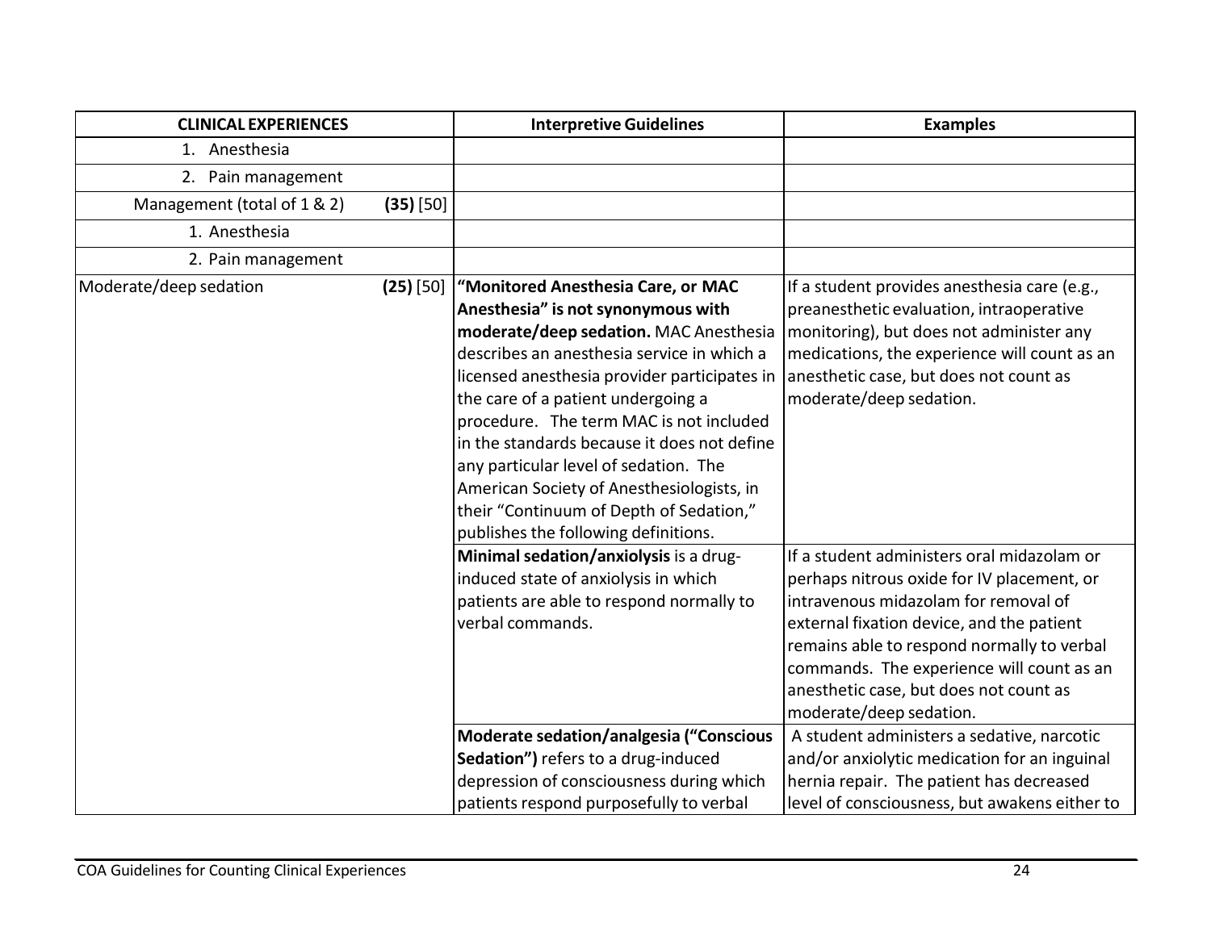| CLINICAL EXPERIENCES | | Interpretive Guidelines | Examples |
|---|---|---|---|
| 1. Anesthesia | | | |
| 2. Pain management | | | |
| Management (total of 1 & 2) | **(35)** [50] | | |
| 1. Anesthesia | | | |
| 2. Pain management | | | |
| Moderate/deep sedation | **(25)** [50] | **"Monitored Anesthesia Care, or MAC Anesthesia" is not synonymous with moderate/deep sedation.** MAC Anesthesia describes an anesthesia service in which a licensed anesthesia provider participates in the care of a patient undergoing a procedure. The term MAC is not included in the standards because it does not define any particular level of sedation. The American Society of Anesthesiologists, in their "Continuum of Depth of Sedation," publishes the following definitions. | If a student provides anesthesia care (e.g., preanesthetic evaluation, intraoperative monitoring), but does not administer any medications, the experience will count as an anesthetic case, but does not count as moderate/deep sedation. |
| | | **Minimal sedation/anxiolysis** is a drug-induced state of anxiolysis in which patients are able to respond normally to verbal commands. | If a student administers oral midazolam or perhaps nitrous oxide for IV placement, or intravenous midazolam for removal of external fixation device, and the patient remains able to respond normally to verbal commands. The experience will count as an anesthetic case, but does not count as moderate/deep sedation. |
| | | **Moderate sedation/analgesia ("Conscious Sedation")** refers to a drug-induced depression of consciousness during which patients respond purposefully to verbal | A student administers a sedative, narcotic and/or anxiolytic medication for an inguinal hernia repair. The patient has decreased level of consciousness, but awakens either to |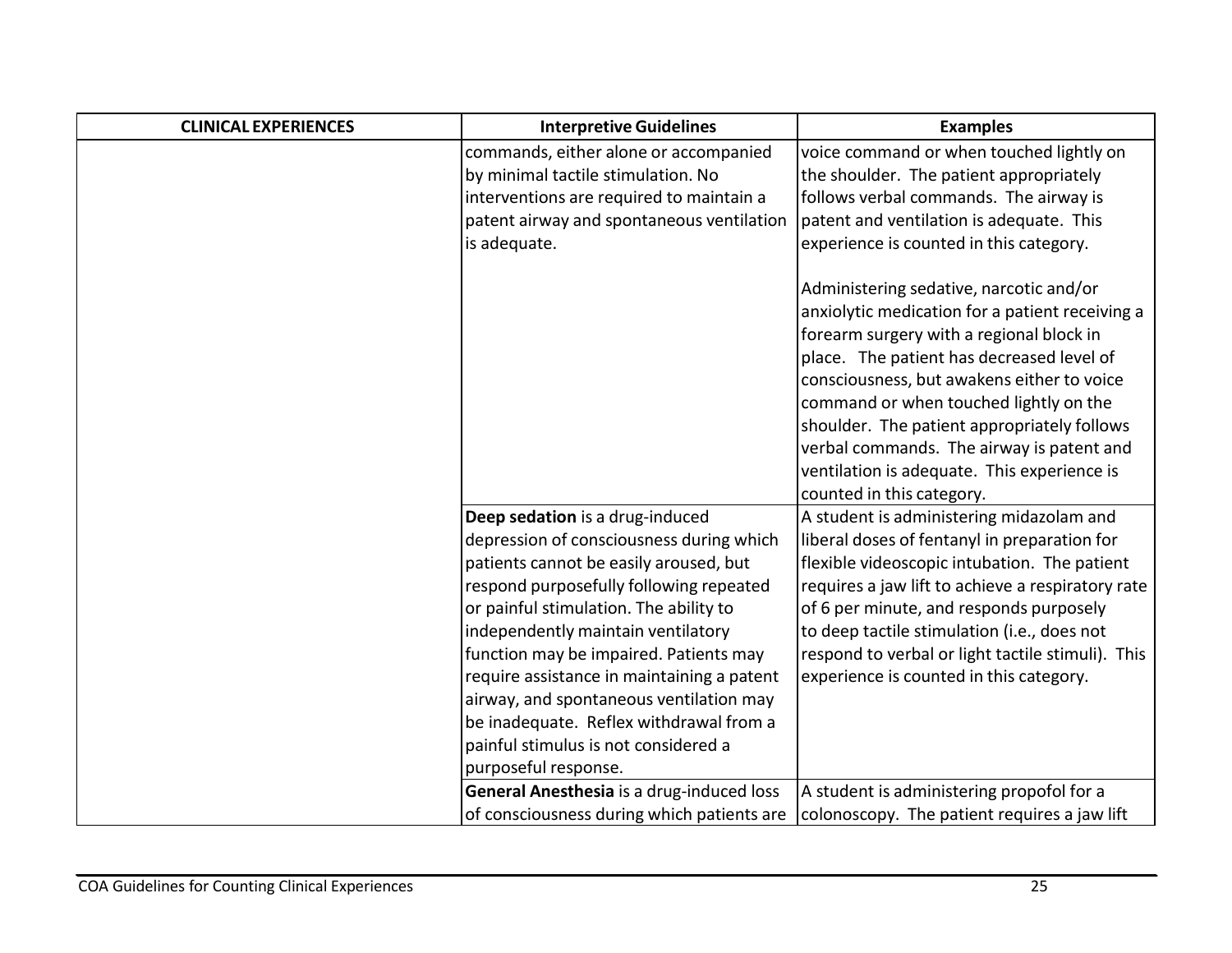| CLINICAL EXPERIENCES | Interpretive Guidelines | Examples |
|---|---|---|
| | commands, either alone or accompanied by minimal tactile stimulation. No interventions are required to maintain a patent airway and spontaneous ventilation is adequate. | voice command or when touched lightly on the shoulder. The patient appropriately follows verbal commands. The airway is patent and ventilation is adequate. This experience is counted in this category.<br><br>Administering sedative, narcotic and/or anxiolytic medication for a patient receiving a forearm surgery with a regional block in place. The patient has decreased level of consciousness, but awakens either to voice command or when touched lightly on the shoulder. The patient appropriately follows verbal commands. The airway is patent and ventilation is adequate. This experience is counted in this category. |
| | **Deep sedation** is a drug-induced depression of consciousness during which patients cannot be easily aroused, but respond purposefully following repeated or painful stimulation. The ability to independently maintain ventilatory function may be impaired. Patients may require assistance in maintaining a patent airway, and spontaneous ventilation may be inadequate. Reflex withdrawal from a painful stimulus is not considered a purposeful response. | A student is administering midazolam and liberal doses of fentanyl in preparation for flexible videoscopic intubation. The patient requires a jaw lift to achieve a respiratory rate of 6 per minute, and responds purposely to deep tactile stimulation (i.e., does not respond to verbal or light tactile stimuli). This experience is counted in this category. |
| | **General Anesthesia** is a drug-induced loss of consciousness during which patients are | A student is administering propofol for a colonoscopy. The patient requires a jaw lift |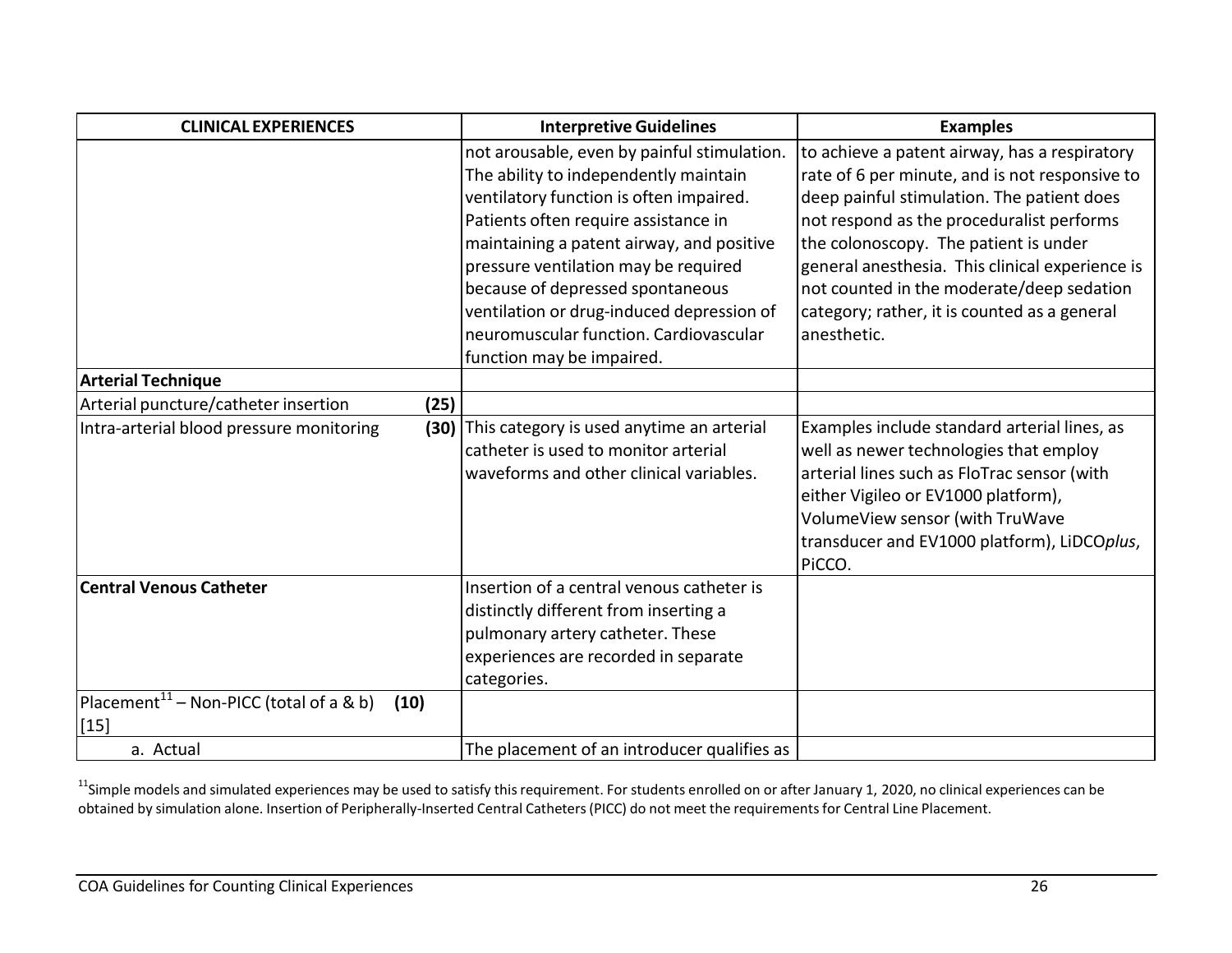| CLINICAL EXPERIENCES | Interpretive Guidelines | Examples |
|---|---|---|
| | not arousable, even by painful stimulation. The ability to independently maintain ventilatory function is often impaired. Patients often require assistance in maintaining a patent airway, and positive pressure ventilation may be required because of depressed spontaneous ventilation or drug-induced depression of neuromuscular function. Cardiovascular function may be impaired. | to achieve a patent airway, has a respiratory rate of 6 per minute, and is not responsive to deep painful stimulation. The patient does not respond as the proceduralist performs the colonoscopy. The patient is under general anesthesia. This clinical experience is not counted in the moderate/deep sedation category; rather, it is counted as a general anesthetic. |
| **Arterial Technique** | | |
| Arterial puncture/catheter insertion **(25)** | | |
| Intra-arterial blood pressure monitoring **(30)** | This category is used anytime an arterial catheter is used to monitor arterial waveforms and other clinical variables. | Examples include standard arterial lines, as well as newer technologies that employ arterial lines such as FloTrac sensor (with either Vigileo or EV1000 platform), VolumeView sensor (with TruWave transducer and EV1000 platform), LiDCO*plus*, PiCCO. |
| **Central Venous Catheter** | Insertion of a central venous catheter is distinctly different from inserting a pulmonary artery catheter. These experiences are recorded in separate categories. | |
| Placement[11] – Non-PICC (total of a & b) **(10)** [15] | | |
| a. Actual | The placement of an introducer qualifies as | |

[11]Simple models and simulated experiences may be used to satisfy this requirement. For students enrolled on or after January 1, 2020, no clinical experiences can be obtained by simulation alone. Insertion of Peripherally-Inserted Central Catheters (PICC) do not meet the requirements for Central Line Placement.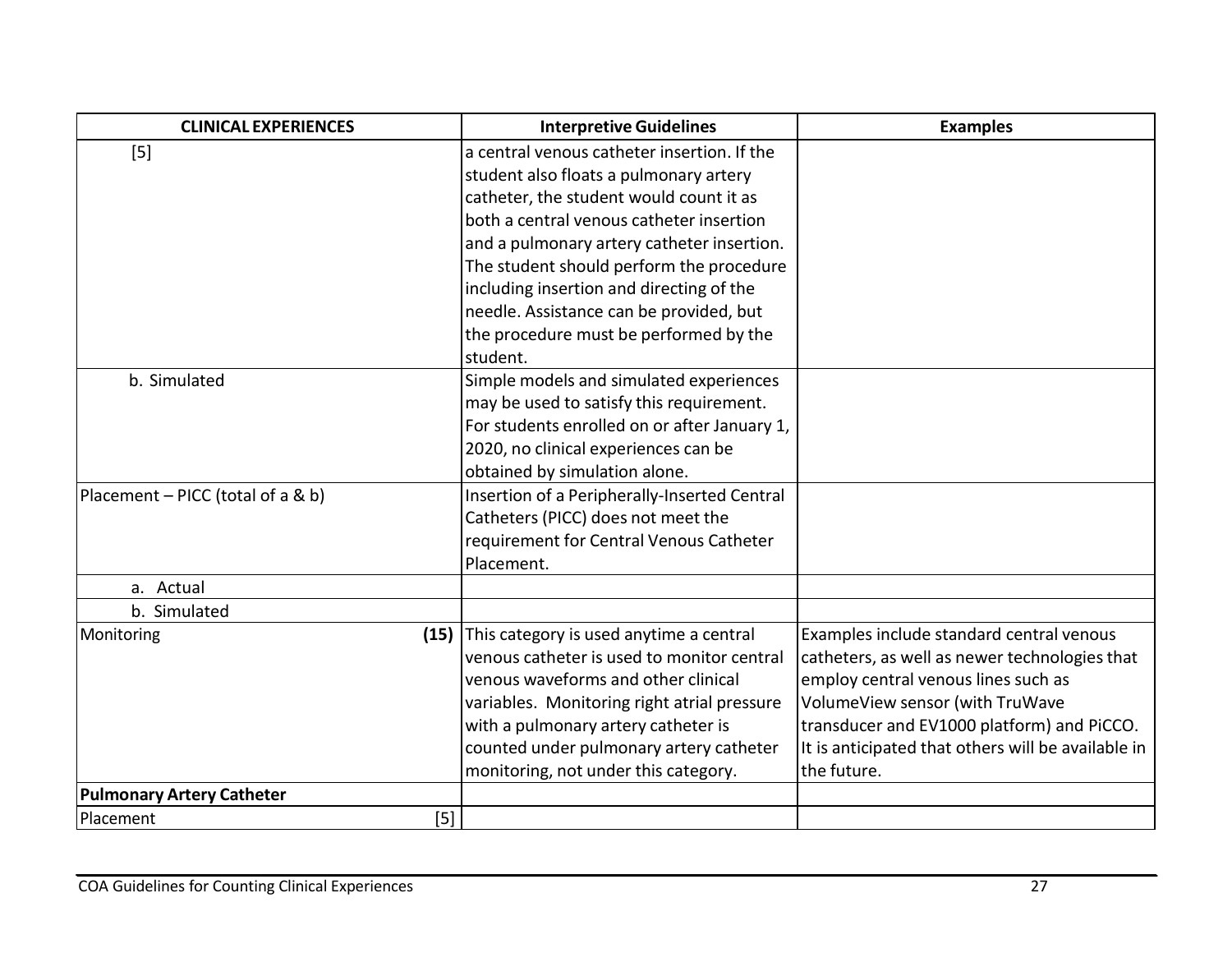| CLINICAL EXPERIENCES | Interpretive Guidelines | Examples |
|---|---|---|
| [5] | a central venous catheter insertion. If the student also floats a pulmonary artery catheter, the student would count it as both a central venous catheter insertion and a pulmonary artery catheter insertion. The student should perform the procedure including insertion and directing of the needle. Assistance can be provided, but the procedure must be performed by the student. | |
| b. Simulated | Simple models and simulated experiences may be used to satisfy this requirement. For students enrolled on or after January 1, 2020, no clinical experiences can be obtained by simulation alone. | |
| Placement – PICC (total of a & b) | Insertion of a Peripherally-Inserted Central Catheters (PICC) does not meet the requirement for Central Venous Catheter Placement. | |
| a. Actual | | |
| b. Simulated | | |
| Monitoring **(15)** | This category is used anytime a central venous catheter is used to monitor central venous waveforms and other clinical variables. Monitoring right atrial pressure with a pulmonary artery catheter is counted under pulmonary artery catheter monitoring, not under this category. | Examples include standard central venous catheters, as well as newer technologies that employ central venous lines such as VolumeView sensor (with TruWave transducer and EV1000 platform) and PiCCO. It is anticipated that others will be available in the future. |
| **Pulmonary Artery Catheter** | | |
| Placement [5] | | |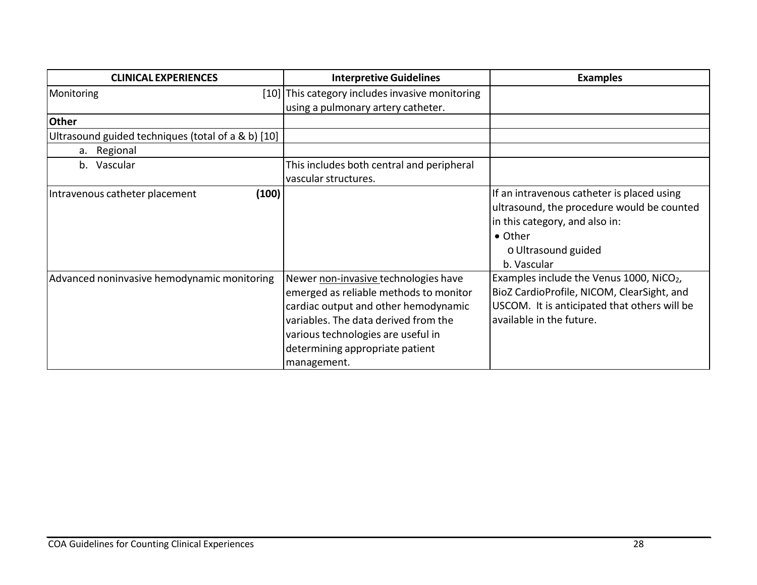| CLINICAL EXPERIENCES | Interpretive Guidelines | Examples |
|---|---|---|
| Monitoring [10] | This category includes invasive monitoring using a pulmonary artery catheter. | |
| **Other** | | |
| Ultrasound guided techniques (total of a & b) [10] | | |
| a. Regional | | |
| b. Vascular | This includes both central and peripheral vascular structures. | |
| Intravenous catheter placement **(100)** | | If an intravenous catheter is placed using ultrasound, the procedure would be counted in this category, and also in: • Other o Ultrasound guided b. Vascular |
| Advanced noninvasive hemodynamic monitoring | Newer non-invasive technologies have emerged as reliable methods to monitor cardiac output and other hemodynamic variables. The data derived from the various technologies are useful in determining appropriate patient management. | Examples include the Venus 1000, $NiCO_2$, BioZ CardioProfile, NICOM, ClearSight, and USCOM. It is anticipated that others will be available in the future. |